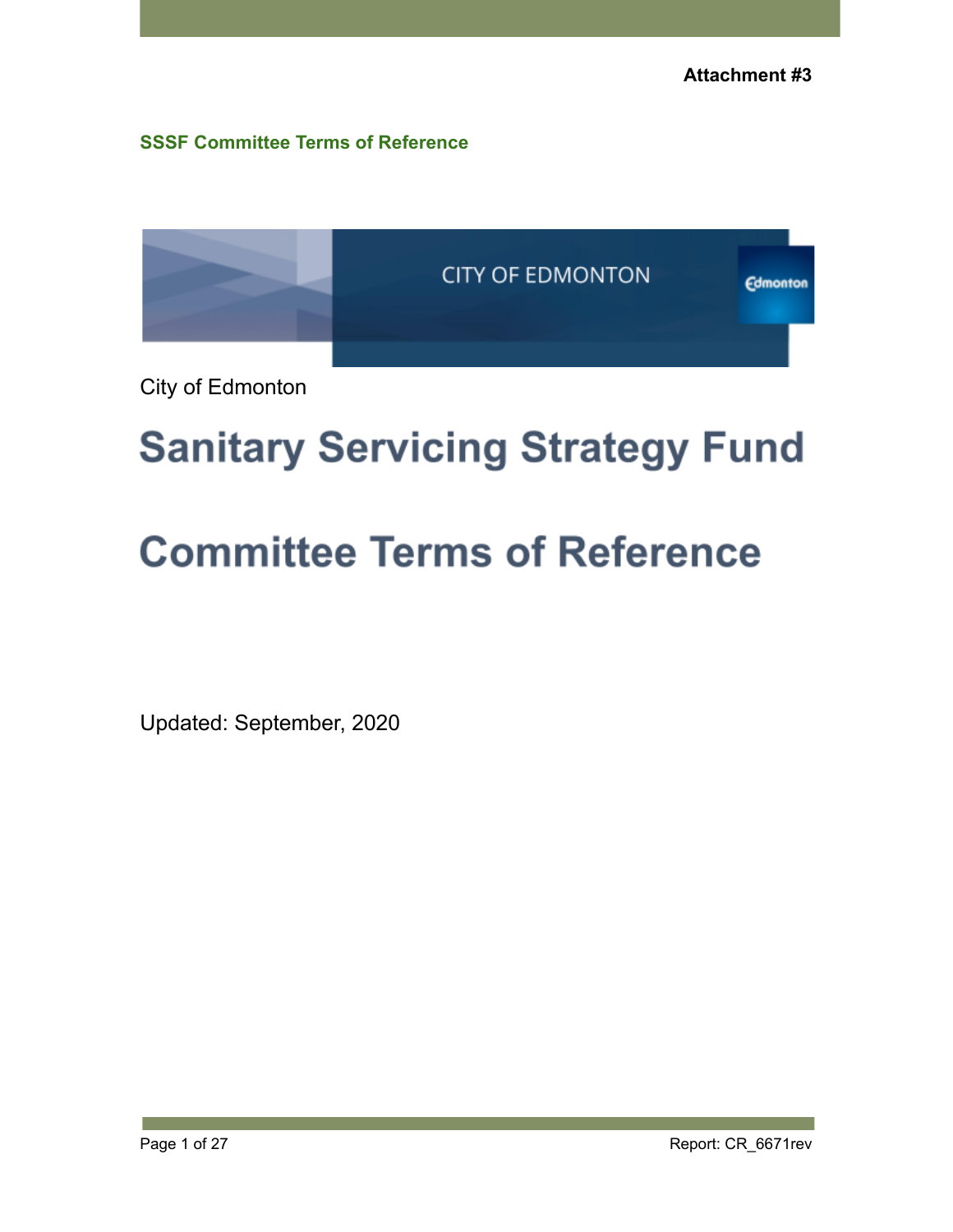**Attachment #3**

**SSSF Committee Terms of Reference**

CITY OF EDMONTON

City of Edmonton

# Sanitary Servicing Strategy Fund

# Committee Terms of Reference

Updated: September, 2020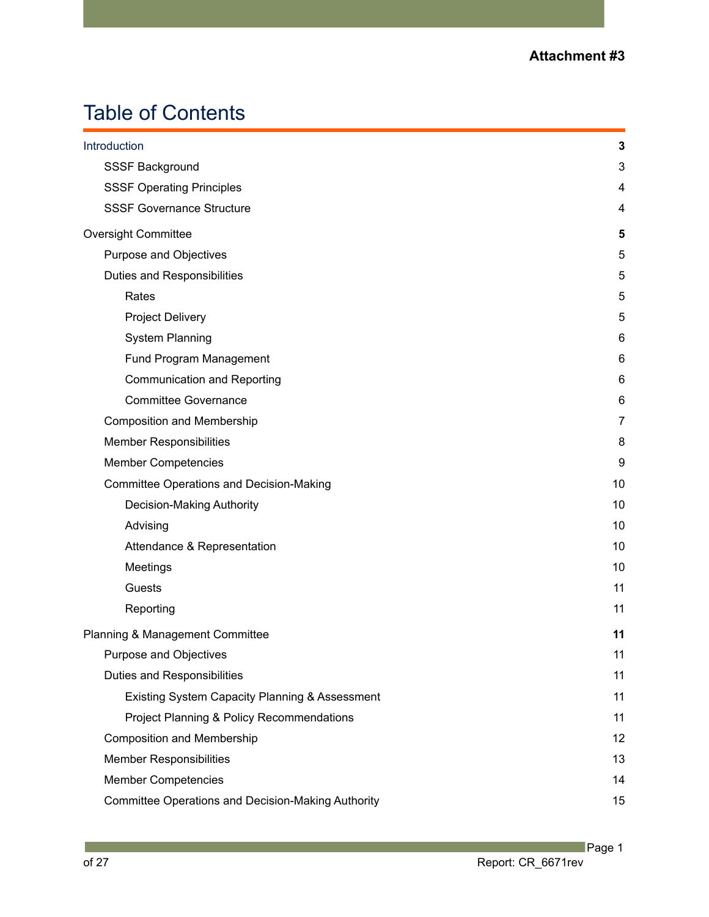**Attachment #3**

# Table of Contents

| | |
|---|---|
| Introduction | **3** |
| SSSF Background | 3 |
| SSSF Operating Principles | 4 |
| SSSF Governance Structure | 4 |
| Oversight Committee | **5** |
| Purpose and Objectives | 5 |
| Duties and Responsibilities | 5 |
| Rates | 5 |
| Project Delivery | 5 |
| System Planning | 6 |
| Fund Program Management | 6 |
| Communication and Reporting | 6 |
| Committee Governance | 6 |
| Composition and Membership | 7 |
| Member Responsibilities | 8 |
| Member Competencies | 9 |
| Committee Operations and Decision-Making | 10 |
| Decision-Making Authority | 10 |
| Advising | 10 |
| Attendance & Representation | 10 |
| Meetings | 10 |
| Guests | 11 |
| Reporting | 11 |
| Planning & Management Committee | **11** |
| Purpose and Objectives | 11 |
| Duties and Responsibilities | 11 |
| Existing System Capacity Planning & Assessment | 11 |
| Project Planning & Policy Recommendations | 11 |
| Composition and Membership | 12 |
| Member Responsibilities | 13 |
| Member Competencies | 14 |
| Committee Operations and Decision-Making Authority | 15 |

Report: CR_6671rev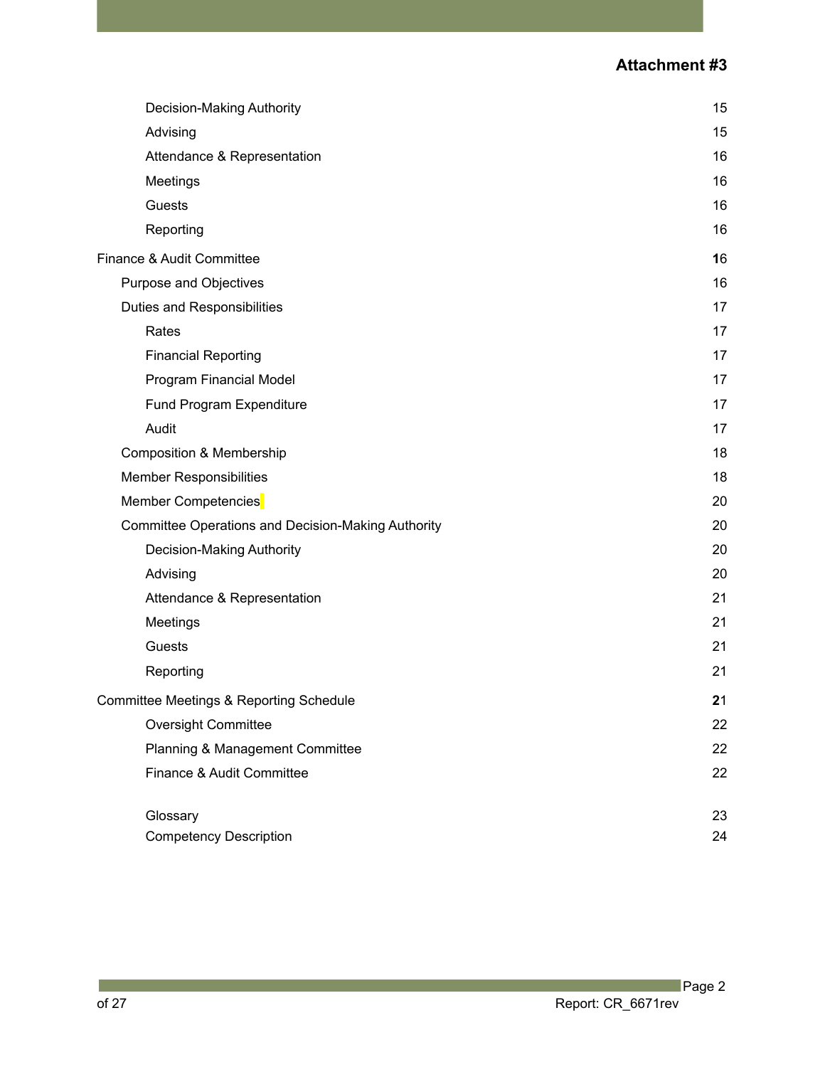**Attachment #3**

| | |
|---|---|
| Decision-Making Authority | 15 |
| Advising | 15 |
| Attendance & Representation | 16 |
| Meetings | 16 |
| Guests | 16 |
| Reporting | 16 |
| Finance & Audit Committee | 16 |
| Purpose and Objectives | 16 |
| Duties and Responsibilities | 17 |
| Rates | 17 |
| Financial Reporting | 17 |
| Program Financial Model | 17 |
| Fund Program Expenditure | 17 |
| Audit | 17 |
| Composition & Membership | 18 |
| Member Responsibilities | 18 |
| Member Competencies | 20 |
| Committee Operations and Decision-Making Authority | 20 |
| Decision-Making Authority | 20 |
| Advising | 20 |
| Attendance & Representation | 21 |
| Meetings | 21 |
| Guests | 21 |
| Reporting | 21 |
| Committee Meetings & Reporting Schedule | 21 |
| Oversight Committee | 22 |
| Planning & Management Committee | 22 |
| Finance & Audit Committee | 22 |
| Glossary | 23 |
| Competency Description | 24 |

Report: CR_6671rev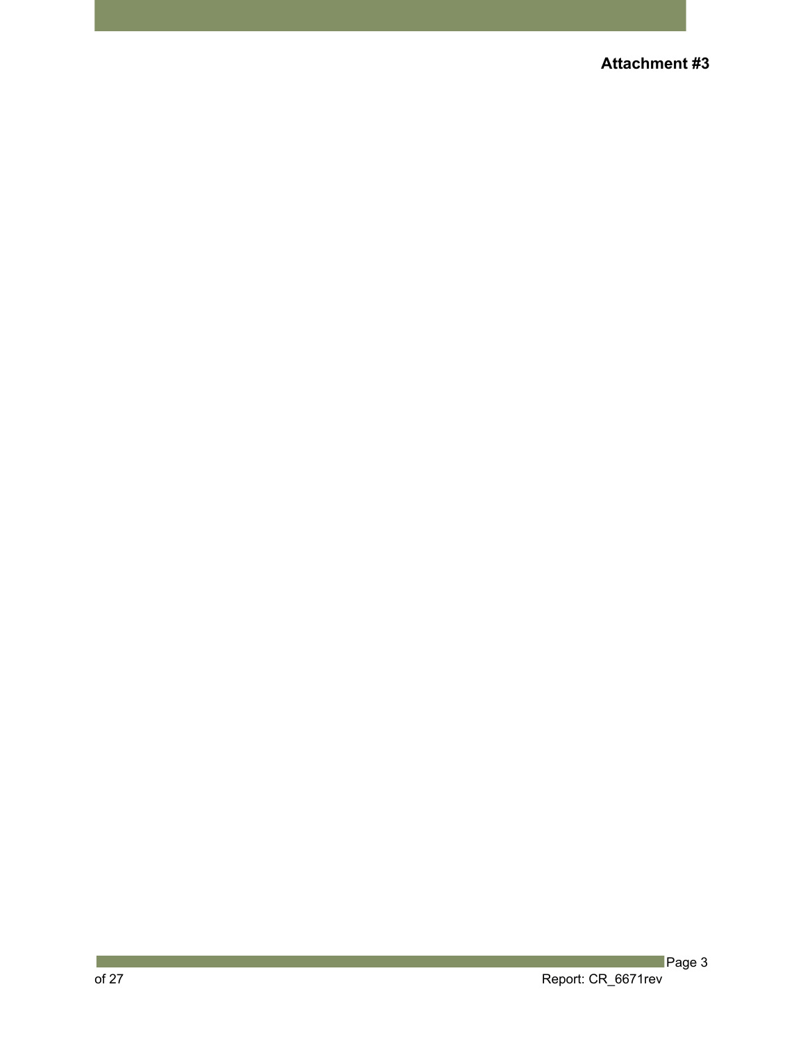**Attachment #3**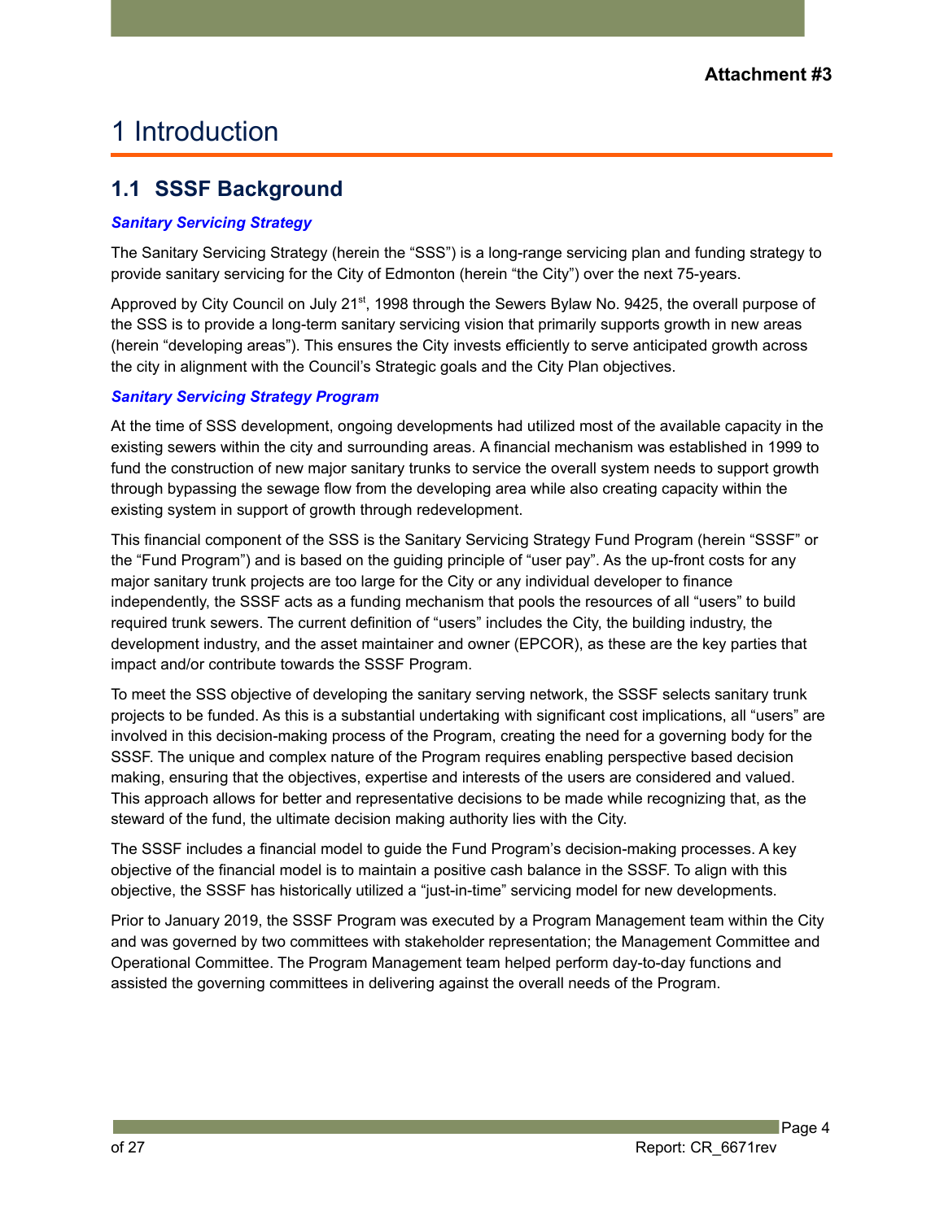**Attachment #3**

# 1 Introduction

## 1.1 SSSF Background

***Sanitary Servicing Strategy***

The Sanitary Servicing Strategy (herein the "SSS") is a long-range servicing plan and funding strategy to provide sanitary servicing for the City of Edmonton (herein "the City") over the next 75-years.

Approved by City Council on July 21st, 1998 through the Sewers Bylaw No. 9425, the overall purpose of the SSS is to provide a long-term sanitary servicing vision that primarily supports growth in new areas (herein "developing areas"). This ensures the City invests efficiently to serve anticipated growth across the city in alignment with the Council's Strategic goals and the City Plan objectives.

***Sanitary Servicing Strategy Program***

At the time of SSS development, ongoing developments had utilized most of the available capacity in the existing sewers within the city and surrounding areas. A financial mechanism was established in 1999 to fund the construction of new major sanitary trunks to service the overall system needs to support growth through bypassing the sewage flow from the developing area while also creating capacity within the existing system in support of growth through redevelopment.

This financial component of the SSS is the Sanitary Servicing Strategy Fund Program (herein "SSSF" or the "Fund Program") and is based on the guiding principle of "user pay". As the up-front costs for any major sanitary trunk projects are too large for the City or any individual developer to finance independently, the SSSF acts as a funding mechanism that pools the resources of all "users" to build required trunk sewers. The current definition of "users" includes the City, the building industry, the development industry, and the asset maintainer and owner (EPCOR), as these are the key parties that impact and/or contribute towards the SSSF Program.

To meet the SSS objective of developing the sanitary serving network, the SSSF selects sanitary trunk projects to be funded. As this is a substantial undertaking with significant cost implications, all "users" are involved in this decision-making process of the Program, creating the need for a governing body for the SSSF. The unique and complex nature of the Program requires enabling perspective based decision making, ensuring that the objectives, expertise and interests of the users are considered and valued. This approach allows for better and representative decisions to be made while recognizing that, as the steward of the fund, the ultimate decision making authority lies with the City.

The SSSF includes a financial model to guide the Fund Program's decision-making processes. A key objective of the financial model is to maintain a positive cash balance in the SSSF. To align with this objective, the SSSF has historically utilized a "just-in-time" servicing model for new developments.

Prior to January 2019, the SSSF Program was executed by a Program Management team within the City and was governed by two committees with stakeholder representation; the Management Committee and Operational Committee. The Program Management team helped perform day-to-day functions and assisted the governing committees in delivering against the overall needs of the Program.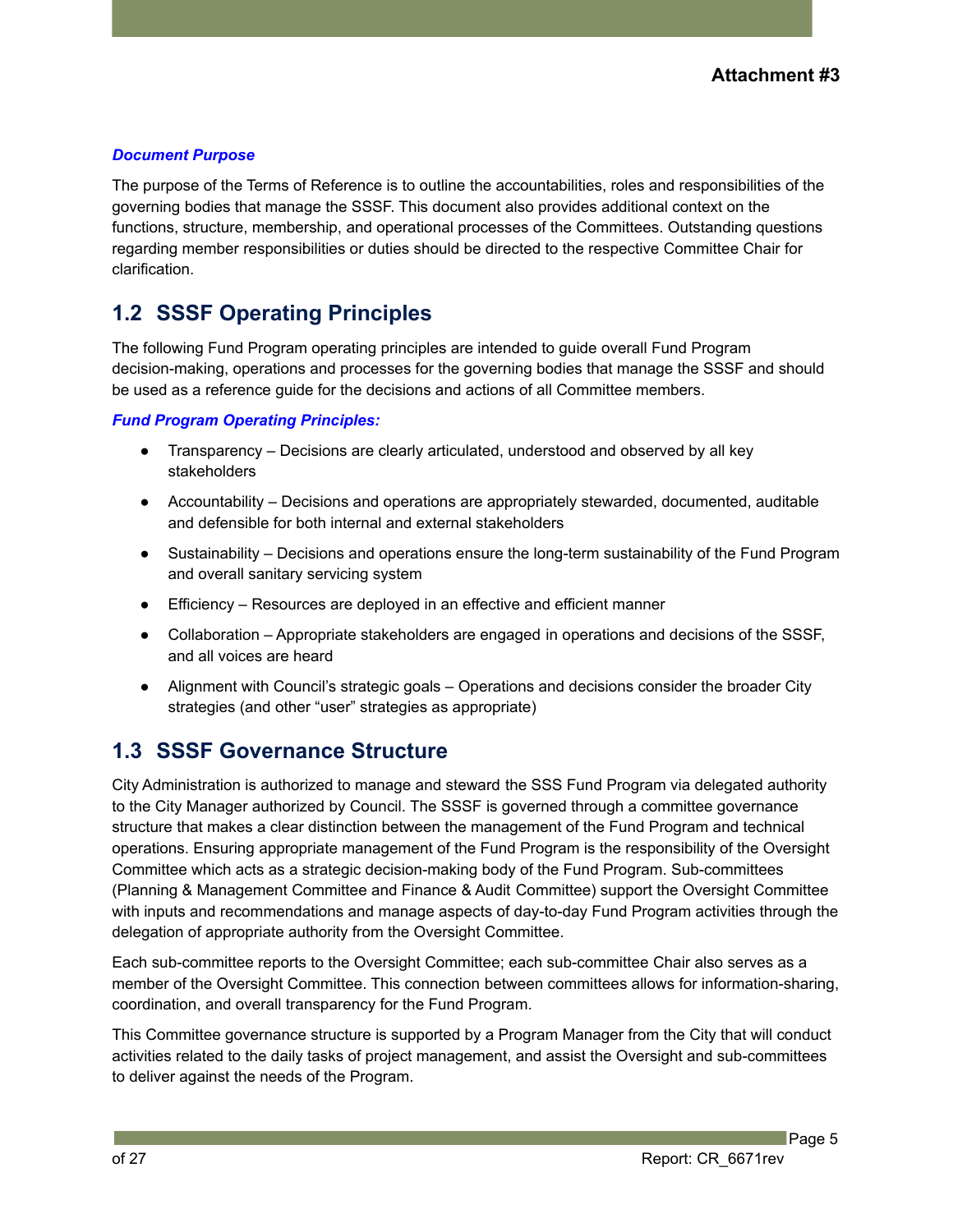**Attachment #3**

***Document Purpose***

The purpose of the Terms of Reference is to outline the accountabilities, roles and responsibilities of the governing bodies that manage the SSSF. This document also provides additional context on the functions, structure, membership, and operational processes of the Committees. Outstanding questions regarding member responsibilities or duties should be directed to the respective Committee Chair for clarification.

## 1.2 SSSF Operating Principles

The following Fund Program operating principles are intended to guide overall Fund Program decision-making, operations and processes for the governing bodies that manage the SSSF and should be used as a reference guide for the decisions and actions of all Committee members.

***Fund Program Operating Principles:***

- Transparency – Decisions are clearly articulated, understood and observed by all key stakeholders
- Accountability – Decisions and operations are appropriately stewarded, documented, auditable and defensible for both internal and external stakeholders
- Sustainability – Decisions and operations ensure the long-term sustainability of the Fund Program and overall sanitary servicing system
- Efficiency – Resources are deployed in an effective and efficient manner
- Collaboration – Appropriate stakeholders are engaged in operations and decisions of the SSSF, and all voices are heard
- Alignment with Council's strategic goals – Operations and decisions consider the broader City strategies (and other "user" strategies as appropriate)

## 1.3 SSSF Governance Structure

City Administration is authorized to manage and steward the SSS Fund Program via delegated authority to the City Manager authorized by Council. The SSSF is governed through a committee governance structure that makes a clear distinction between the management of the Fund Program and technical operations. Ensuring appropriate management of the Fund Program is the responsibility of the Oversight Committee which acts as a strategic decision-making body of the Fund Program. Sub-committees (Planning & Management Committee and Finance & Audit Committee) support the Oversight Committee with inputs and recommendations and manage aspects of day-to-day Fund Program activities through the delegation of appropriate authority from the Oversight Committee.

Each sub-committee reports to the Oversight Committee; each sub-committee Chair also serves as a member of the Oversight Committee. This connection between committees allows for information-sharing, coordination, and overall transparency for the Fund Program.

This Committee governance structure is supported by a Program Manager from the City that will conduct activities related to the daily tasks of project management, and assist the Oversight and sub-committees to deliver against the needs of the Program.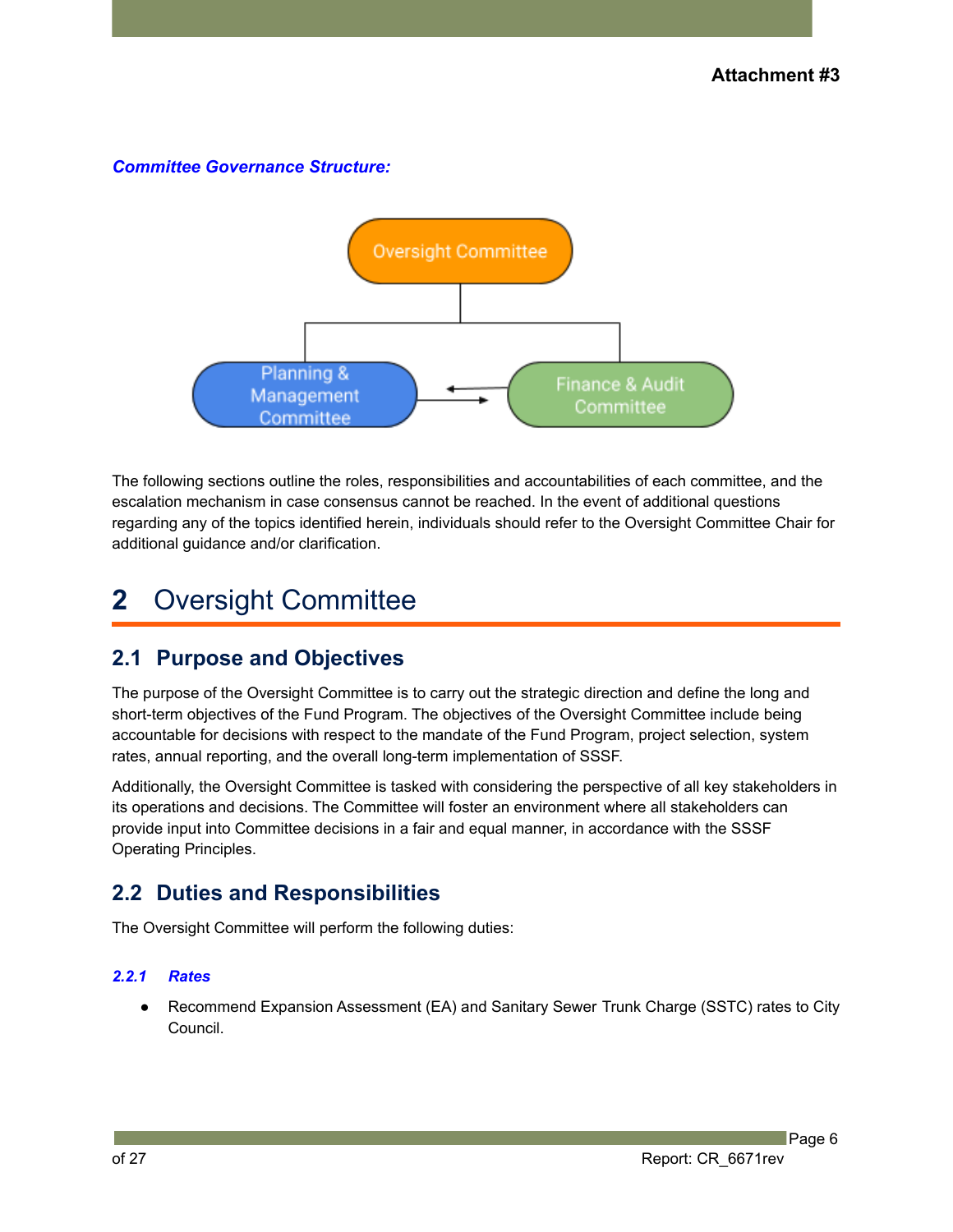**Attachment #3**

***Committee Governance Structure:***

The following sections outline the roles, responsibilities and accountabilities of each committee, and the escalation mechanism in case consensus cannot be reached. In the event of additional questions regarding any of the topics identified herein, individuals should refer to the Oversight Committee Chair for additional guidance and/or clarification.

# 2 Oversight Committee

## 2.1 Purpose and Objectives

The purpose of the Oversight Committee is to carry out the strategic direction and define the long and short-term objectives of the Fund Program. The objectives of the Oversight Committee include being accountable for decisions with respect to the mandate of the Fund Program, project selection, system rates, annual reporting, and the overall long-term implementation of SSSF.

Additionally, the Oversight Committee is tasked with considering the perspective of all key stakeholders in its operations and decisions. The Committee will foster an environment where all stakeholders can provide input into Committee decisions in a fair and equal manner, in accordance with the SSSF Operating Principles.

## 2.2 Duties and Responsibilities

The Oversight Committee will perform the following duties:

### *2.2.1 Rates*

- Recommend Expansion Assessment (EA) and Sanitary Sewer Trunk Charge (SSTC) rates to City Council.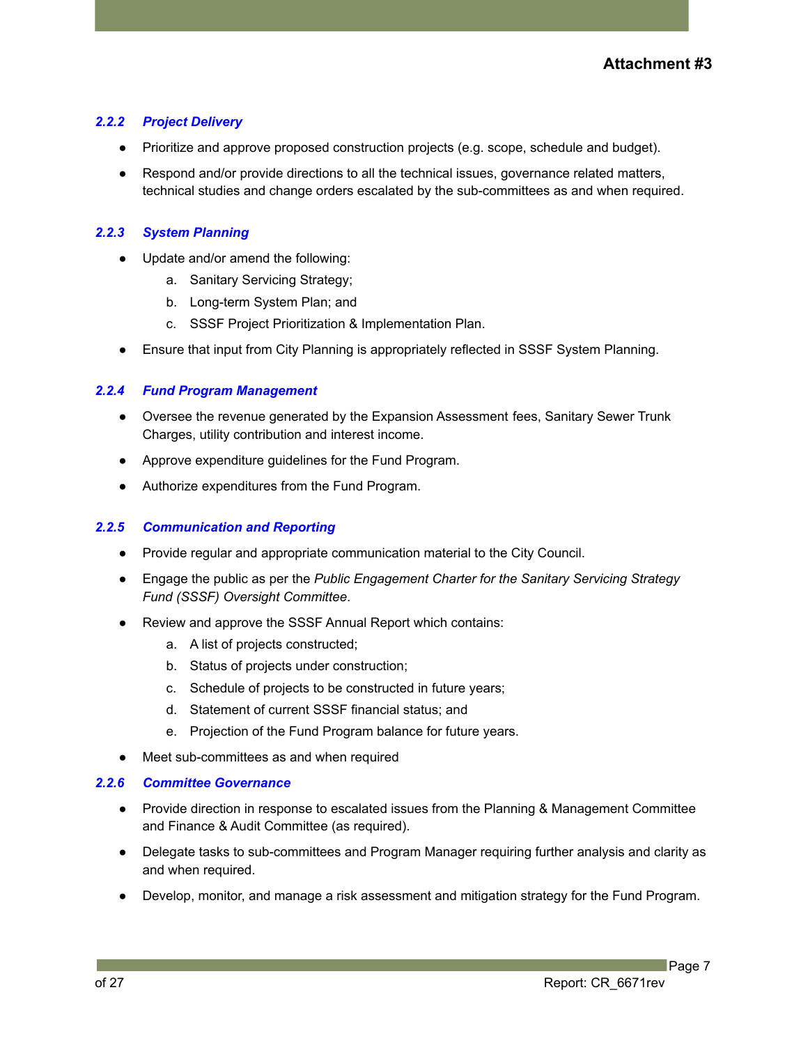#### *2.2.2 Project Delivery*

- Prioritize and approve proposed construction projects (e.g. scope, schedule and budget).
- Respond and/or provide directions to all the technical issues, governance related matters, technical studies and change orders escalated by the sub-committees as and when required.

#### *2.2.3 System Planning*

- Update and/or amend the following:
  a. Sanitary Servicing Strategy;
  b. Long-term System Plan; and
  c. SSSF Project Prioritization & Implementation Plan.
- Ensure that input from City Planning is appropriately reflected in SSSF System Planning.

#### *2.2.4 Fund Program Management*

- Oversee the revenue generated by the Expansion Assessment fees, Sanitary Sewer Trunk Charges, utility contribution and interest income.
- Approve expenditure guidelines for the Fund Program.
- Authorize expenditures from the Fund Program.

#### *2.2.5 Communication and Reporting*

- Provide regular and appropriate communication material to the City Council.
- Engage the public as per the *Public Engagement Charter for the Sanitary Servicing Strategy Fund (SSSF) Oversight Committee*.
- Review and approve the SSSF Annual Report which contains:
  a. A list of projects constructed;
  b. Status of projects under construction;
  c. Schedule of projects to be constructed in future years;
  d. Statement of current SSSF financial status; and
  e. Projection of the Fund Program balance for future years.
- Meet sub-committees as and when required

#### *2.2.6 Committee Governance*

- Provide direction in response to escalated issues from the Planning & Management Committee and Finance & Audit Committee (as required).
- Delegate tasks to sub-committees and Program Manager requiring further analysis and clarity as and when required.
- Develop, monitor, and manage a risk assessment and mitigation strategy for the Fund Program.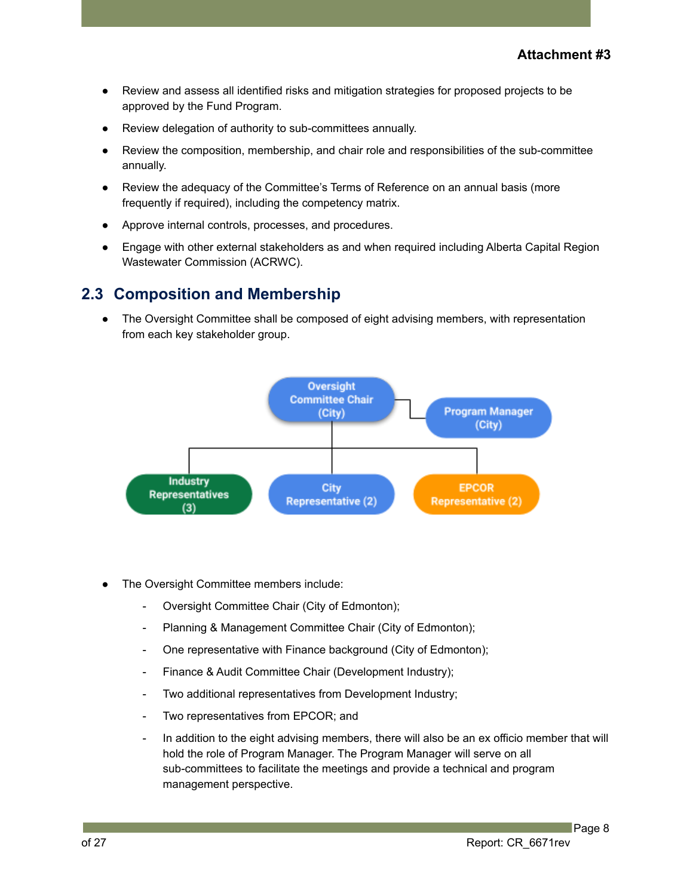- Review and assess all identified risks and mitigation strategies for proposed projects to be approved by the Fund Program.
- Review delegation of authority to sub-committees annually.
- Review the composition, membership, and chair role and responsibilities of the sub-committee annually.
- Review the adequacy of the Committee's Terms of Reference on an annual basis (more frequently if required), including the competency matrix.
- Approve internal controls, processes, and procedures.
- Engage with other external stakeholders as and when required including Alberta Capital Region Wastewater Commission (ACRWC).

## 2.3 Composition and Membership

- The Oversight Committee shall be composed of eight advising members, with representation from each key stakeholder group.

Oversight Committee Chair (City)

Program Manager (City)

Industry Representatives (3)

City Representative (2)

EPCOR Representative (2)

- The Oversight Committee members include:
  - Oversight Committee Chair (City of Edmonton);
  - Planning & Management Committee Chair (City of Edmonton);
  - One representative with Finance background (City of Edmonton);
  - Finance & Audit Committee Chair (Development Industry);
  - Two additional representatives from Development Industry;
  - Two representatives from EPCOR; and
  - In addition to the eight advising members, there will also be an ex officio member that will hold the role of Program Manager. The Program Manager will serve on all sub-committees to facilitate the meetings and provide a technical and program management perspective.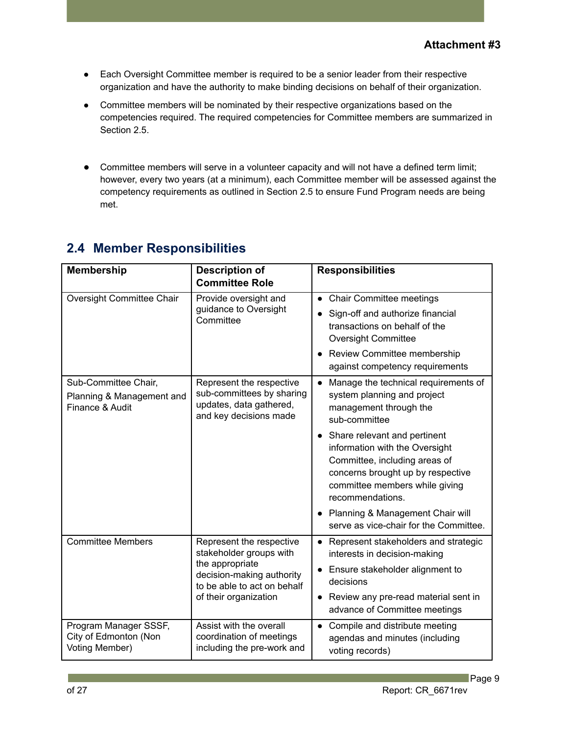**Attachment #3**

- Each Oversight Committee member is required to be a senior leader from their respective organization and have the authority to make binding decisions on behalf of their organization.
- Committee members will be nominated by their respective organizations based on the competencies required. The required competencies for Committee members are summarized in Section 2.5.
- Committee members will serve in a volunteer capacity and will not have a defined term limit; however, every two years (at a minimum), each Committee member will be assessed against the competency requirements as outlined in Section 2.5 to ensure Fund Program needs are being met.

## 2.4 Member Responsibilities

| Membership | Description of Committee Role | Responsibilities |
|---|---|---|
| Oversight Committee Chair | Provide oversight and guidance to Oversight Committee | • Chair Committee meetings<br>• Sign-off and authorize financial transactions on behalf of the Oversight Committee<br>• Review Committee membership against competency requirements |
| Sub-Committee Chair, Planning & Management and Finance & Audit | Represent the respective sub-committees by sharing updates, data gathered, and key decisions made | • Manage the technical requirements of system planning and project management through the sub-committee<br>• Share relevant and pertinent information with the Oversight Committee, including areas of concerns brought up by respective committee members while giving recommendations.<br>• Planning & Management Chair will serve as vice-chair for the Committee. |
| Committee Members | Represent the respective stakeholder groups with the appropriate decision-making authority to be able to act on behalf of their organization | • Represent stakeholders and strategic interests in decision-making<br>• Ensure stakeholder alignment to decisions<br>• Review any pre-read material sent in advance of Committee meetings |
| Program Manager SSSF, City of Edmonton (Non Voting Member) | Assist with the overall coordination of meetings including the pre-work and | • Compile and distribute meeting agendas and minutes (including voting records) |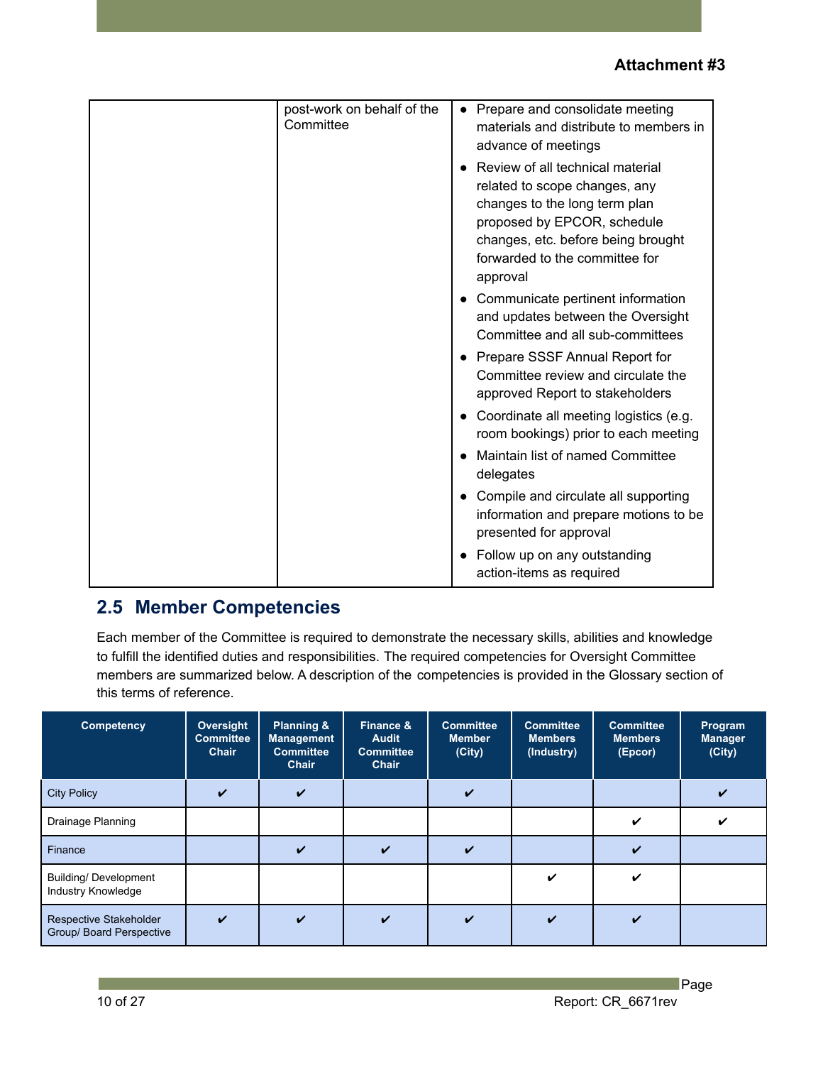Attachment #3

| | | |
|---|---|---|
| | post-work on behalf of the Committee | • Prepare and consolidate meeting materials and distribute to members in advance of meetings<br>• Review of all technical material related to scope changes, any changes to the long term plan proposed by EPCOR, schedule changes, etc. before being brought forwarded to the committee for approval<br>• Communicate pertinent information and updates between the Oversight Committee and all sub-committees<br>• Prepare SSSF Annual Report for Committee review and circulate the approved Report to stakeholders<br>• Coordinate all meeting logistics (e.g. room bookings) prior to each meeting<br>• Maintain list of named Committee delegates<br>• Compile and circulate all supporting information and prepare motions to be presented for approval<br>• Follow up on any outstanding action-items as required |

## 2.5 Member Competencies

Each member of the Committee is required to demonstrate the necessary skills, abilities and knowledge to fulfill the identified duties and responsibilities. The required competencies for Oversight Committee members are summarized below. A description of the competencies is provided in the Glossary section of this terms of reference.

| Competency | Oversight Committee Chair | Planning & Management Committee Chair | Finance & Audit Committee Chair | Committee Member (City) | Committee Members (Industry) | Committee Members (Epcor) | Program Manager (City) |
|---|---|---|---|---|---|---|---|
| City Policy | ✔ | ✔ | | ✔ | | | ✔ |
| Drainage Planning | | | | | | ✔ | ✔ |
| Finance | | ✔ | ✔ | ✔ | | ✔ | |
| Building/ Development Industry Knowledge | | | | | ✔ | ✔ | |
| Respective Stakeholder Group/ Board Perspective | ✔ | ✔ | ✔ | ✔ | ✔ | ✔ | |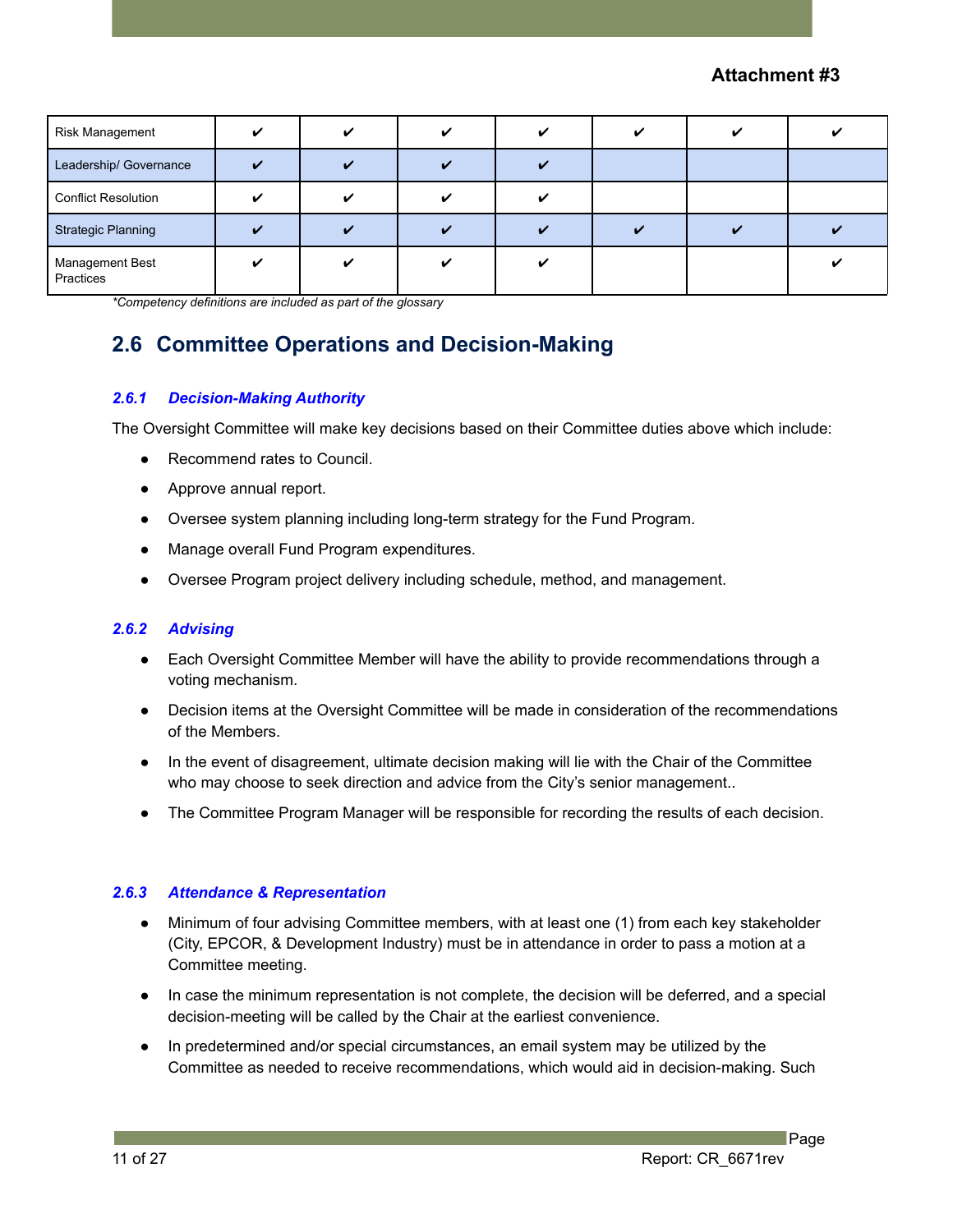Attachment #3

| Risk Management | ✔ | ✔ | ✔ | ✔ | ✔ | ✔ | ✔ |
|---|---|---|---|---|---|---|---|
| Leadership/ Governance | ✔ | ✔ | ✔ | ✔ | | | |
| Conflict Resolution | ✔ | ✔ | ✔ | ✔ | | | |
| Strategic Planning | ✔ | ✔ | ✔ | ✔ | ✔ | ✔ | ✔ |
| Management Best Practices | ✔ | ✔ | ✔ | ✔ | | | ✔ |

*Competency definitions are included as part of the glossary

## 2.6 Committee Operations and Decision-Making

### *2.6.1 Decision-Making Authority*

The Oversight Committee will make key decisions based on their Committee duties above which include:

- Recommend rates to Council.
- Approve annual report.
- Oversee system planning including long-term strategy for the Fund Program.
- Manage overall Fund Program expenditures.
- Oversee Program project delivery including schedule, method, and management.

### *2.6.2 Advising*

- Each Oversight Committee Member will have the ability to provide recommendations through a voting mechanism.
- Decision items at the Oversight Committee will be made in consideration of the recommendations of the Members.
- In the event of disagreement, ultimate decision making will lie with the Chair of the Committee who may choose to seek direction and advice from the City's senior management..
- The Committee Program Manager will be responsible for recording the results of each decision.

### *2.6.3 Attendance & Representation*

- Minimum of four advising Committee members, with at least one (1) from each key stakeholder (City, EPCOR, & Development Industry) must be in attendance in order to pass a motion at a Committee meeting.
- In case the minimum representation is not complete, the decision will be deferred, and a special decision-meeting will be called by the Chair at the earliest convenience.
- In predetermined and/or special circumstances, an email system may be utilized by the Committee as needed to receive recommendations, which would aid in decision-making. Such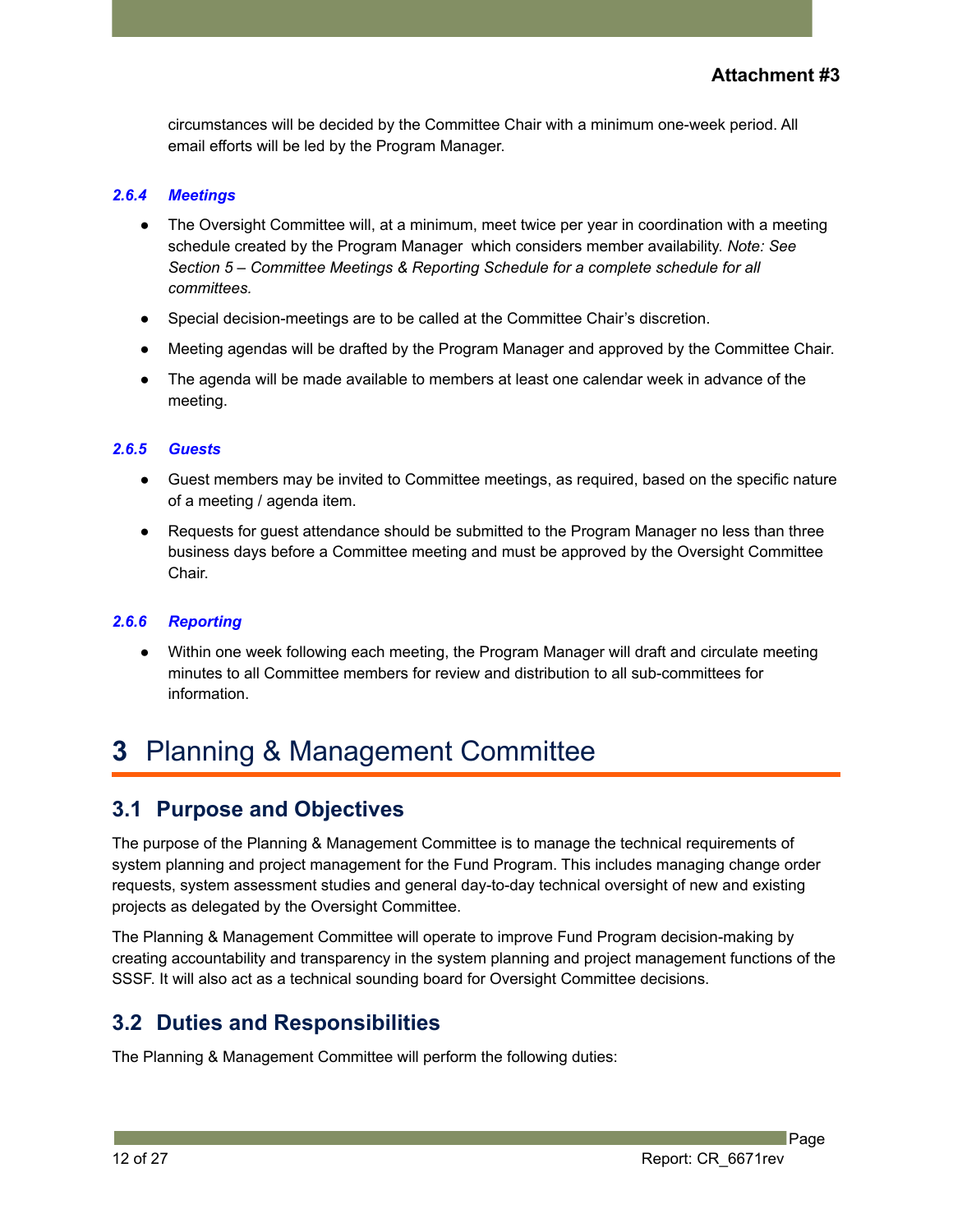circumstances will be decided by the Committee Chair with a minimum one-week period. All email efforts will be led by the Program Manager.

#### *2.6.4 Meetings*

- The Oversight Committee will, at a minimum, meet twice per year in coordination with a meeting schedule created by the Program Manager which considers member availability. *Note: See Section 5 – Committee Meetings & Reporting Schedule for a complete schedule for all committees.*
- Special decision-meetings are to be called at the Committee Chair's discretion.
- Meeting agendas will be drafted by the Program Manager and approved by the Committee Chair.
- The agenda will be made available to members at least one calendar week in advance of the meeting.

#### *2.6.5 Guests*

- Guest members may be invited to Committee meetings, as required, based on the specific nature of a meeting / agenda item.
- Requests for guest attendance should be submitted to the Program Manager no less than three business days before a Committee meeting and must be approved by the Oversight Committee Chair.

#### *2.6.6 Reporting*

- Within one week following each meeting, the Program Manager will draft and circulate meeting minutes to all Committee members for review and distribution to all sub-committees for information.

# 3 Planning & Management Committee

## 3.1 Purpose and Objectives

The purpose of the Planning & Management Committee is to manage the technical requirements of system planning and project management for the Fund Program. This includes managing change order requests, system assessment studies and general day-to-day technical oversight of new and existing projects as delegated by the Oversight Committee.

The Planning & Management Committee will operate to improve Fund Program decision-making by creating accountability and transparency in the system planning and project management functions of the SSSF. It will also act as a technical sounding board for Oversight Committee decisions.

## 3.2 Duties and Responsibilities

The Planning & Management Committee will perform the following duties: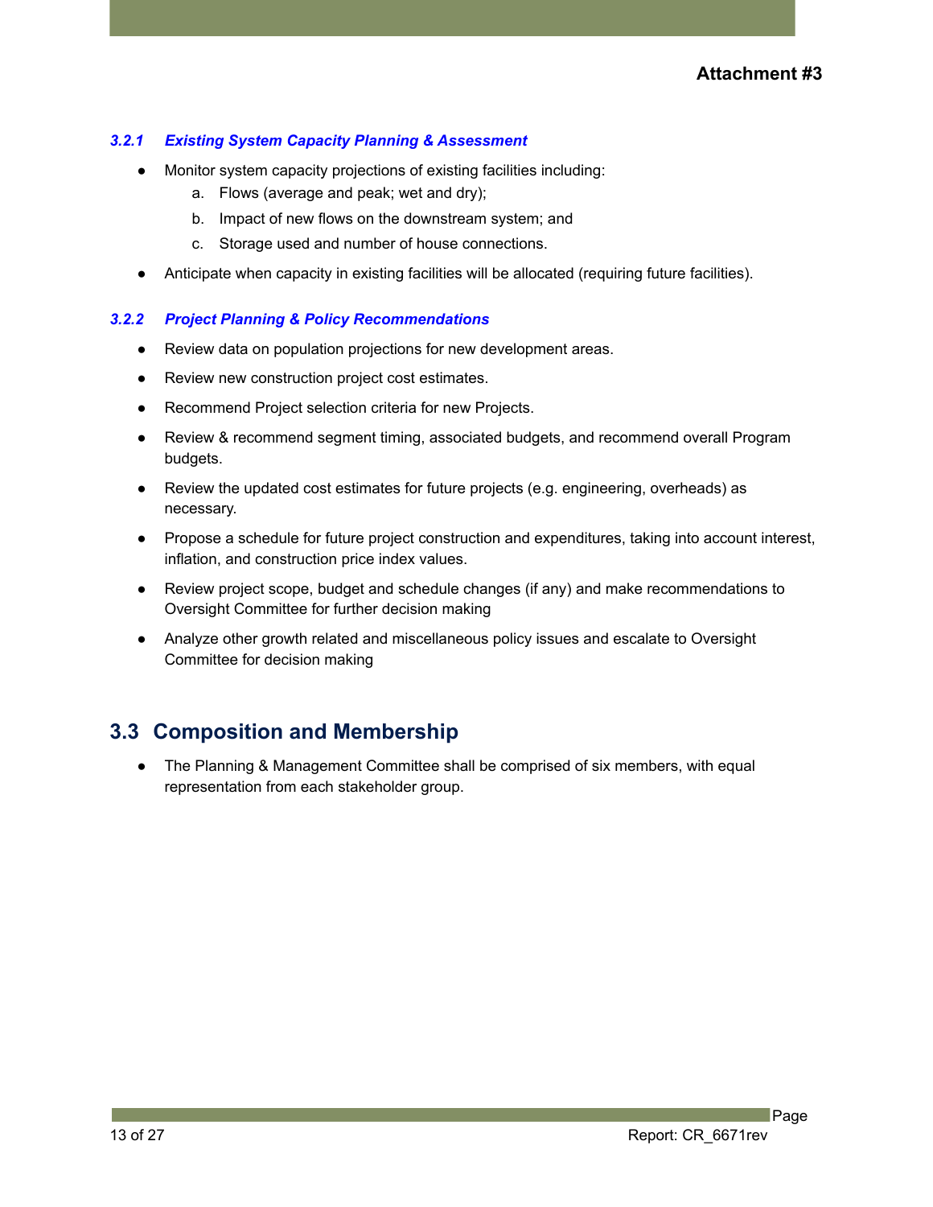**Attachment #3**

#### *3.2.1 Existing System Capacity Planning & Assessment*

- Monitor system capacity projections of existing facilities including:
    a. Flows (average and peak; wet and dry);
    b. Impact of new flows on the downstream system; and
    c. Storage used and number of house connections.
- Anticipate when capacity in existing facilities will be allocated (requiring future facilities).

#### *3.2.2 Project Planning & Policy Recommendations*

- Review data on population projections for new development areas.
- Review new construction project cost estimates.
- Recommend Project selection criteria for new Projects.
- Review & recommend segment timing, associated budgets, and recommend overall Program budgets.
- Review the updated cost estimates for future projects (e.g. engineering, overheads) as necessary.
- Propose a schedule for future project construction and expenditures, taking into account interest, inflation, and construction price index values.
- Review project scope, budget and schedule changes (if any) and make recommendations to Oversight Committee for further decision making
- Analyze other growth related and miscellaneous policy issues and escalate to Oversight Committee for decision making

## 3.3 Composition and Membership

- The Planning & Management Committee shall be comprised of six members, with equal representation from each stakeholder group.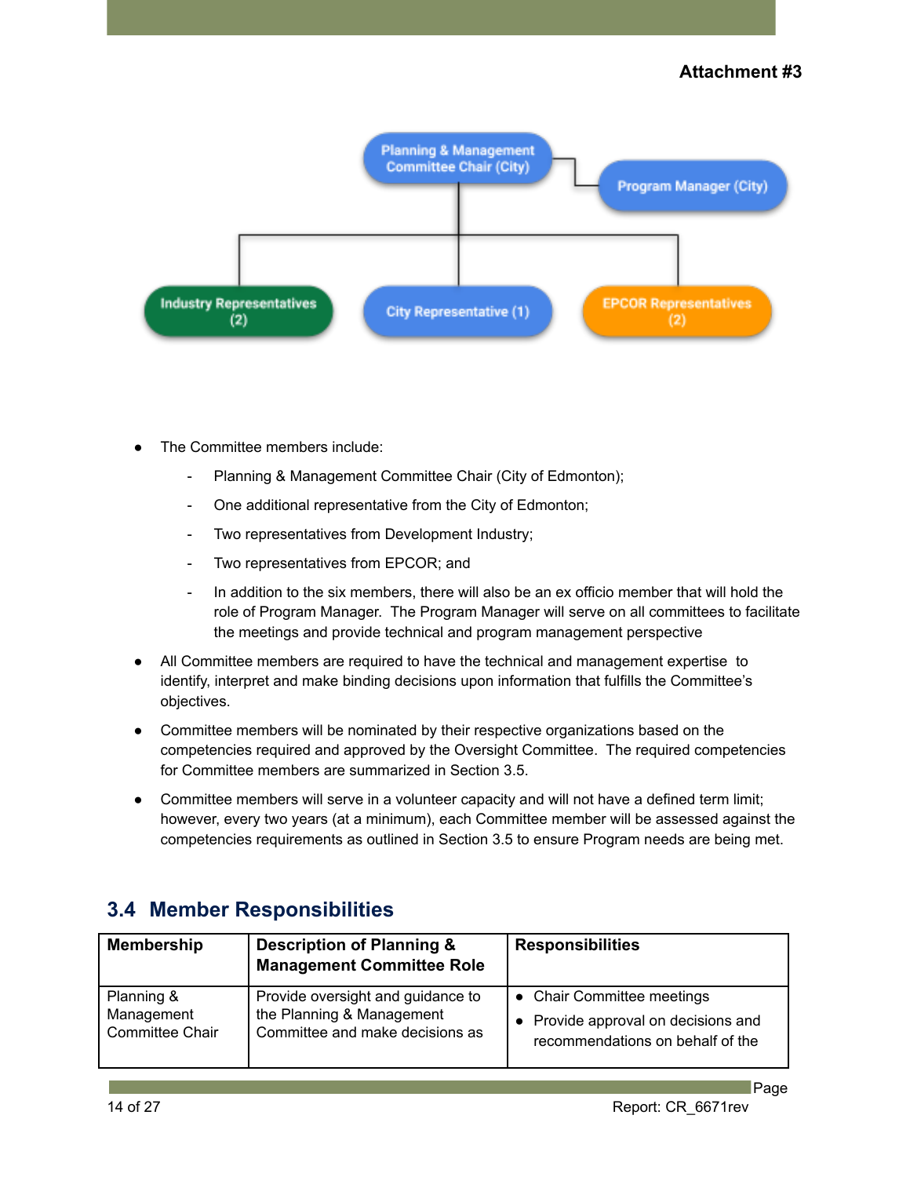**Attachment #3**

- The Committee members include:
  - Planning & Management Committee Chair (City of Edmonton);
  - One additional representative from the City of Edmonton;
  - Two representatives from Development Industry;
  - Two representatives from EPCOR; and
  - In addition to the six members, there will also be an ex officio member that will hold the role of Program Manager. The Program Manager will serve on all committees to facilitate the meetings and provide technical and program management perspective
- All Committee members are required to have the technical and management expertise to identify, interpret and make binding decisions upon information that fulfills the Committee's objectives.
- Committee members will be nominated by their respective organizations based on the competencies required and approved by the Oversight Committee. The required competencies for Committee members are summarized in Section 3.5.
- Committee members will serve in a volunteer capacity and will not have a defined term limit; however, every two years (at a minimum), each Committee member will be assessed against the competencies requirements as outlined in Section 3.5 to ensure Program needs are being met.

## 3.4 Member Responsibilities

| Membership | Description of Planning & Management Committee Role | Responsibilities |
|---|---|---|
| Planning & Management Committee Chair | Provide oversight and guidance to the Planning & Management Committee and make decisions as | • Chair Committee meetings<br>• Provide approval on decisions and recommendations on behalf of the |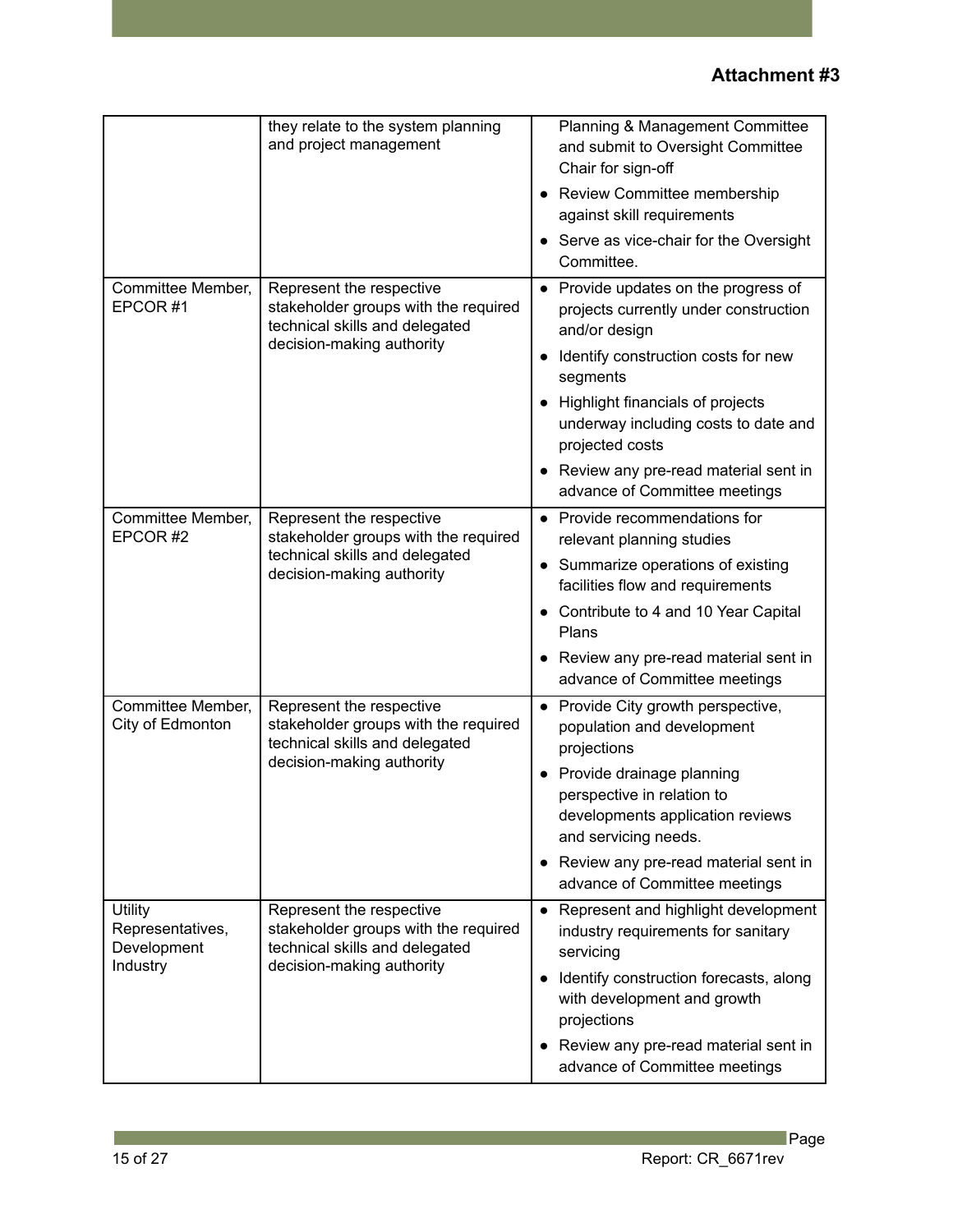**Attachment #3**

| | | |
|---|---|---|
| | they relate to the system planning and project management | Planning & Management Committee and submit to Oversight Committee Chair for sign-off<br>• Review Committee membership against skill requirements<br>• Serve as vice-chair for the Oversight Committee. |
| Committee Member, EPCOR #1 | Represent the respective stakeholder groups with the required technical skills and delegated decision-making authority | • Provide updates on the progress of projects currently under construction and/or design<br>• Identify construction costs for new segments<br>• Highlight financials of projects underway including costs to date and projected costs<br>• Review any pre-read material sent in advance of Committee meetings |
| Committee Member, EPCOR #2 | Represent the respective stakeholder groups with the required technical skills and delegated decision-making authority | • Provide recommendations for relevant planning studies<br>• Summarize operations of existing facilities flow and requirements<br>• Contribute to 4 and 10 Year Capital Plans<br>• Review any pre-read material sent in advance of Committee meetings |
| Committee Member, City of Edmonton | Represent the respective stakeholder groups with the required technical skills and delegated decision-making authority | • Provide City growth perspective, population and development projections<br>• Provide drainage planning perspective in relation to developments application reviews and servicing needs.<br>• Review any pre-read material sent in advance of Committee meetings |
| Utility Representatives, Development Industry | Represent the respective stakeholder groups with the required technical skills and delegated decision-making authority | • Represent and highlight development industry requirements for sanitary servicing<br>• Identify construction forecasts, along with development and growth projections<br>• Review any pre-read material sent in advance of Committee meetings |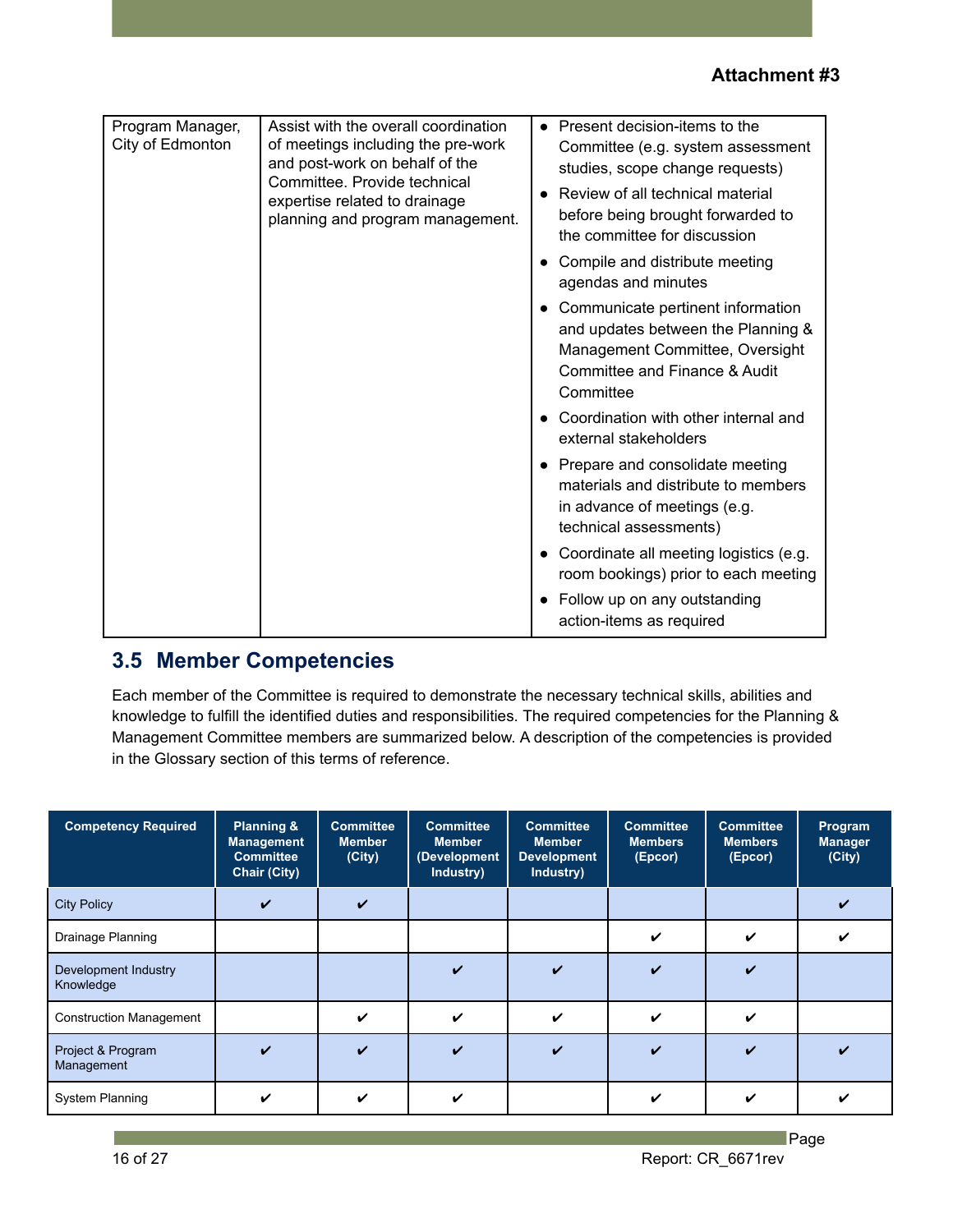**Attachment #3**

| Program Manager, City of Edmonton | Assist with the overall coordination of meetings including the pre-work and post-work on behalf of the Committee. Provide technical expertise related to drainage planning and program management. | • Present decision-items to the Committee (e.g. system assessment studies, scope change requests)<br>• Review of all technical material before being brought forward to the committee for discussion<br>• Compile and distribute meeting agendas and minutes<br>• Communicate pertinent information and updates between the Planning & Management Committee, Oversight Committee and Finance & Audit Committee<br>• Coordination with other internal and external stakeholders<br>• Prepare and consolidate meeting materials and distribute to members in advance of meetings (e.g. technical assessments)<br>• Coordinate all meeting logistics (e.g. room bookings) prior to each meeting<br>• Follow up on any outstanding action-items as required |
|---|---|---|

## 3.5 Member Competencies

Each member of the Committee is required to demonstrate the necessary technical skills, abilities and knowledge to fulfill the identified duties and responsibilities. The required competencies for the Planning & Management Committee members are summarized below. A description of the competencies is provided in the Glossary section of this terms of reference.

| Competency Required | Planning & Management Committee Chair (City) | Committee Member (City) | Committee Member (Development Industry) | Committee Member Development Industry) | Committee Members (Epcor) | Committee Members (Epcor) | Program Manager (City) |
|---|---|---|---|---|---|---|---|
| City Policy | ✔ | ✔ | | | | | ✔ |
| Drainage Planning | | | | | ✔ | ✔ | ✔ |
| Development Industry Knowledge | | | ✔ | ✔ | ✔ | ✔ | |
| Construction Management | | ✔ | ✔ | ✔ | ✔ | ✔ | |
| Project & Program Management | ✔ | ✔ | ✔ | ✔ | ✔ | ✔ | ✔ |
| System Planning | ✔ | ✔ | ✔ | | ✔ | ✔ | ✔ |

Report: CR_6671rev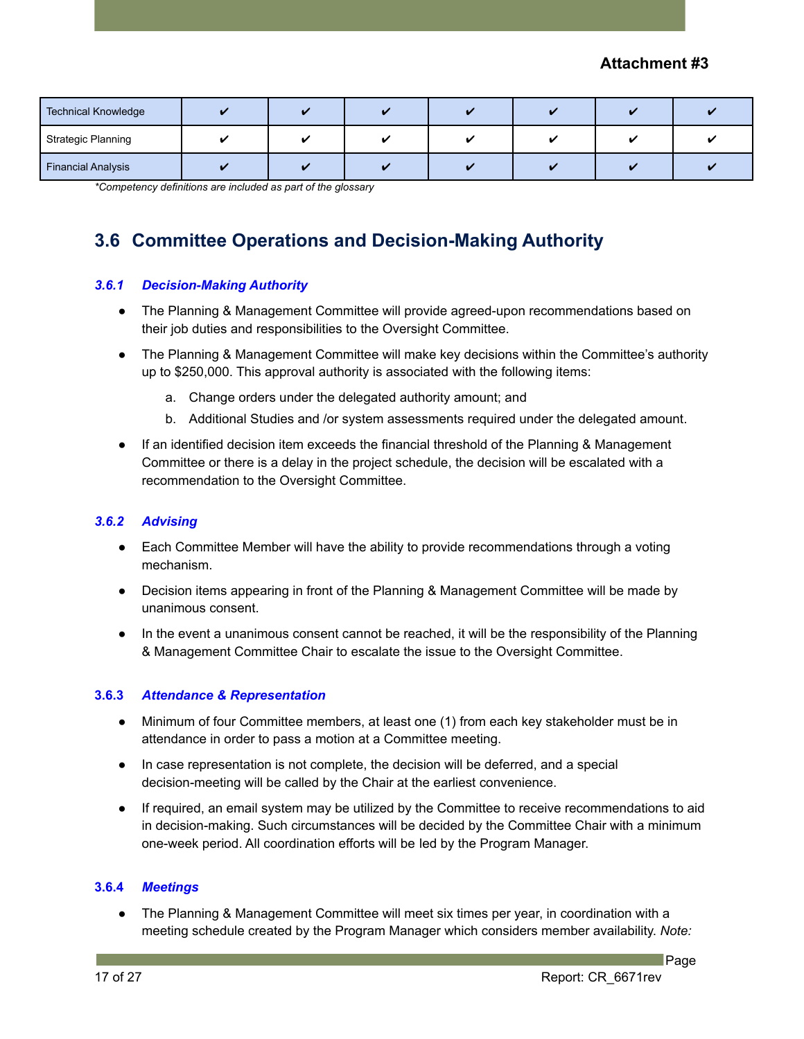**Attachment #3**

| | | | | | | | |
|---|---|---|---|---|---|---|---|
| Technical Knowledge | ✔ | ✔ | ✔ | ✔ | ✔ | ✔ | ✔ |
| Strategic Planning | ✔ | ✔ | ✔ | ✔ | ✔ | ✔ | ✔ |
| Financial Analysis | ✔ | ✔ | ✔ | ✔ | ✔ | ✔ | ✔ |

*\*Competency definitions are included as part of the glossary*

## 3.6 Committee Operations and Decision-Making Authority

### *3.6.1 Decision-Making Authority*

- The Planning & Management Committee will provide agreed-upon recommendations based on their job duties and responsibilities to the Oversight Committee.
- The Planning & Management Committee will make key decisions within the Committee's authority up to $250,000. This approval authority is associated with the following items:
  a. Change orders under the delegated authority amount; and
  b. Additional Studies and /or system assessments required under the delegated amount.
- If an identified decision item exceeds the financial threshold of the Planning & Management Committee or there is a delay in the project schedule, the decision will be escalated with a recommendation to the Oversight Committee.

### *3.6.2 Advising*

- Each Committee Member will have the ability to provide recommendations through a voting mechanism.
- Decision items appearing in front of the Planning & Management Committee will be made by unanimous consent.
- In the event a unanimous consent cannot be reached, it will be the responsibility of the Planning & Management Committee Chair to escalate the issue to the Oversight Committee.

### *3.6.3 Attendance & Representation*

- Minimum of four Committee members, at least one (1) from each key stakeholder must be in attendance in order to pass a motion at a Committee meeting.
- In case representation is not complete, the decision will be deferred, and a special decision-meeting will be called by the Chair at the earliest convenience.
- If required, an email system may be utilized by the Committee to receive recommendations to aid in decision-making. Such circumstances will be decided by the Committee Chair with a minimum one-week period. All coordination efforts will be led by the Program Manager.

### *3.6.4 Meetings*

- The Planning & Management Committee will meet six times per year, in coordination with a meeting schedule created by the Program Manager which considers member availability. *Note:*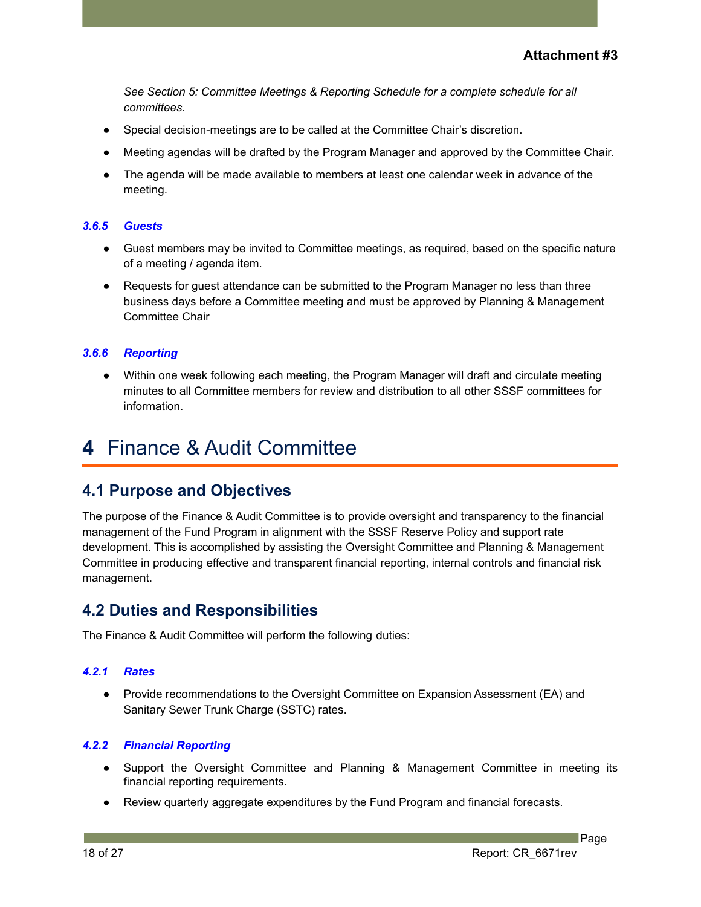*See Section 5: Committee Meetings & Reporting Schedule for a complete schedule for all committees.*

- Special decision-meetings are to be called at the Committee Chair's discretion.
- Meeting agendas will be drafted by the Program Manager and approved by the Committee Chair.
- The agenda will be made available to members at least one calendar week in advance of the meeting.

#### *3.6.5 Guests*

- Guest members may be invited to Committee meetings, as required, based on the specific nature of a meeting / agenda item.
- Requests for guest attendance can be submitted to the Program Manager no less than three business days before a Committee meeting and must be approved by Planning & Management Committee Chair

#### *3.6.6 Reporting*

- Within one week following each meeting, the Program Manager will draft and circulate meeting minutes to all Committee members for review and distribution to all other SSSF committees for information.

# 4 Finance & Audit Committee

## 4.1 Purpose and Objectives

The purpose of the Finance & Audit Committee is to provide oversight and transparency to the financial management of the Fund Program in alignment with the SSSF Reserve Policy and support rate development. This is accomplished by assisting the Oversight Committee and Planning & Management Committee in producing effective and transparent financial reporting, internal controls and financial risk management.

## 4.2 Duties and Responsibilities

The Finance & Audit Committee will perform the following duties:

#### *4.2.1 Rates*

- Provide recommendations to the Oversight Committee on Expansion Assessment (EA) and Sanitary Sewer Trunk Charge (SSTC) rates.

#### *4.2.2 Financial Reporting*

- Support the Oversight Committee and Planning & Management Committee in meeting its financial reporting requirements.
- Review quarterly aggregate expenditures by the Fund Program and financial forecasts.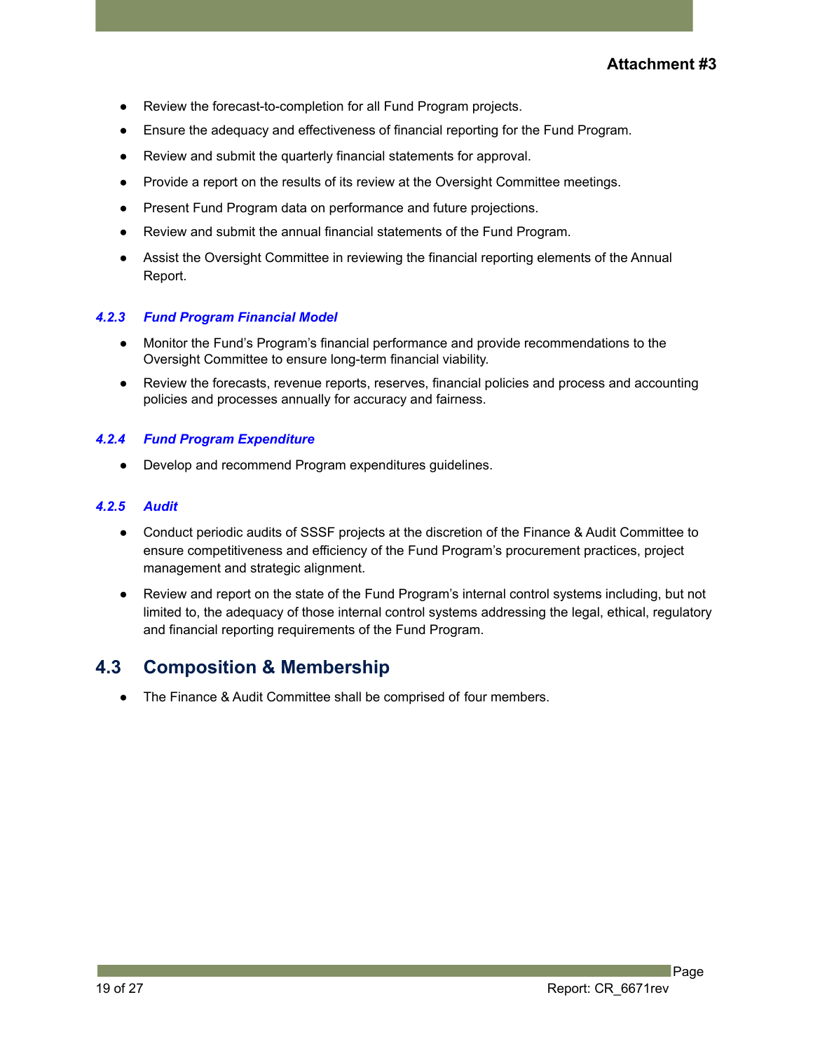- Review the forecast-to-completion for all Fund Program projects.
- Ensure the adequacy and effectiveness of financial reporting for the Fund Program.
- Review and submit the quarterly financial statements for approval.
- Provide a report on the results of its review at the Oversight Committee meetings.
- Present Fund Program data on performance and future projections.
- Review and submit the annual financial statements of the Fund Program.
- Assist the Oversight Committee in reviewing the financial reporting elements of the Annual Report.

#### *4.2.3 Fund Program Financial Model*

- Monitor the Fund's Program's financial performance and provide recommendations to the Oversight Committee to ensure long-term financial viability.
- Review the forecasts, revenue reports, reserves, financial policies and process and accounting policies and processes annually for accuracy and fairness.

#### *4.2.4 Fund Program Expenditure*

- Develop and recommend Program expenditures guidelines.

#### *4.2.5 Audit*

- Conduct periodic audits of SSSF projects at the discretion of the Finance & Audit Committee to ensure competitiveness and efficiency of the Fund Program's procurement practices, project management and strategic alignment.
- Review and report on the state of the Fund Program's internal control systems including, but not limited to, the adequacy of those internal control systems addressing the legal, ethical, regulatory and financial reporting requirements of the Fund Program.

## 4.3 Composition & Membership

- The Finance & Audit Committee shall be comprised of four members.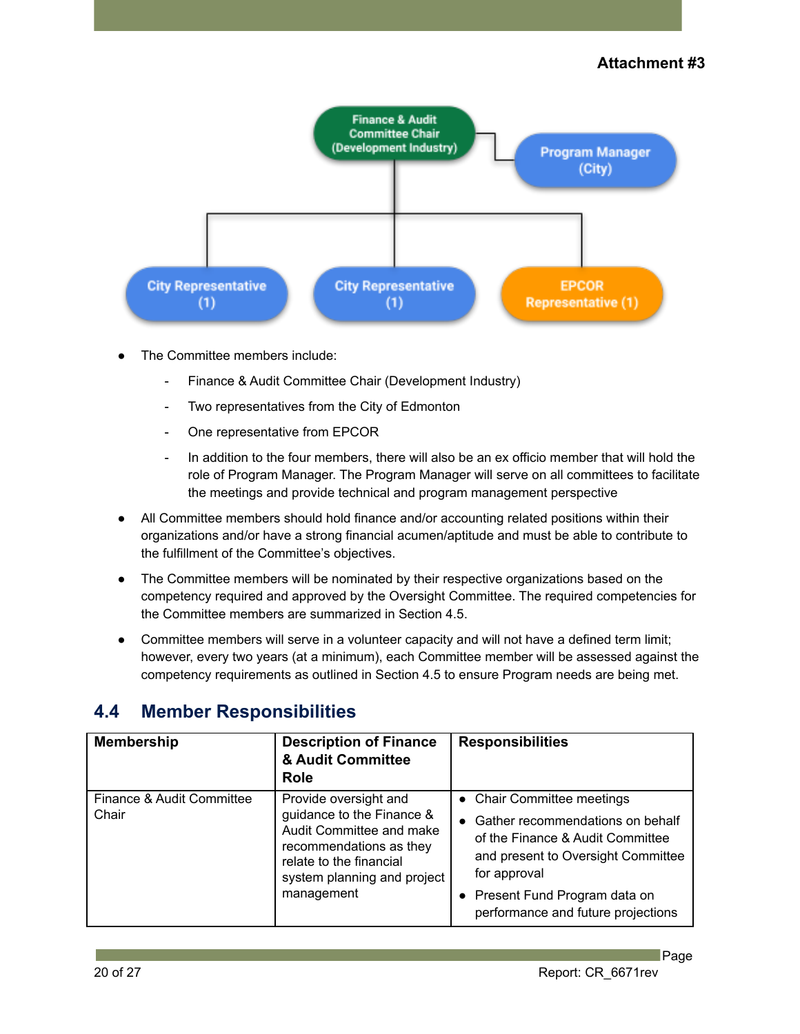**Attachment #3**

Finance & Audit Committee Chair (Development Industry)

Program Manager (City)

City Representative (1)

City Representative (1)

EPCOR Representative (1)

- The Committee members include:
  - Finance & Audit Committee Chair (Development Industry)
  - Two representatives from the City of Edmonton
  - One representative from EPCOR
  - In addition to the four members, there will also be an ex officio member that will hold the role of Program Manager. The Program Manager will serve on all committees to facilitate the meetings and provide technical and program management perspective
- All Committee members should hold finance and/or accounting related positions within their organizations and/or have a strong financial acumen/aptitude and must be able to contribute to the fulfillment of the Committee's objectives.
- The Committee members will be nominated by their respective organizations based on the competency required and approved by the Oversight Committee. The required competencies for the Committee members are summarized in Section 4.5.
- Committee members will serve in a volunteer capacity and will not have a defined term limit; however, every two years (at a minimum), each Committee member will be assessed against the competency requirements as outlined in Section 4.5 to ensure Program needs are being met.

## 4.4 Member Responsibilities

| Membership | Description of Finance & Audit Committee Role | Responsibilities |
|---|---|---|
| Finance & Audit Committee Chair | Provide oversight and guidance to the Finance & Audit Committee and make recommendations as they relate to the financial system planning and project management | • Chair Committee meetings<br>• Gather recommendations on behalf of the Finance & Audit Committee and present to Oversight Committee for approval<br>• Present Fund Program data on performance and future projections |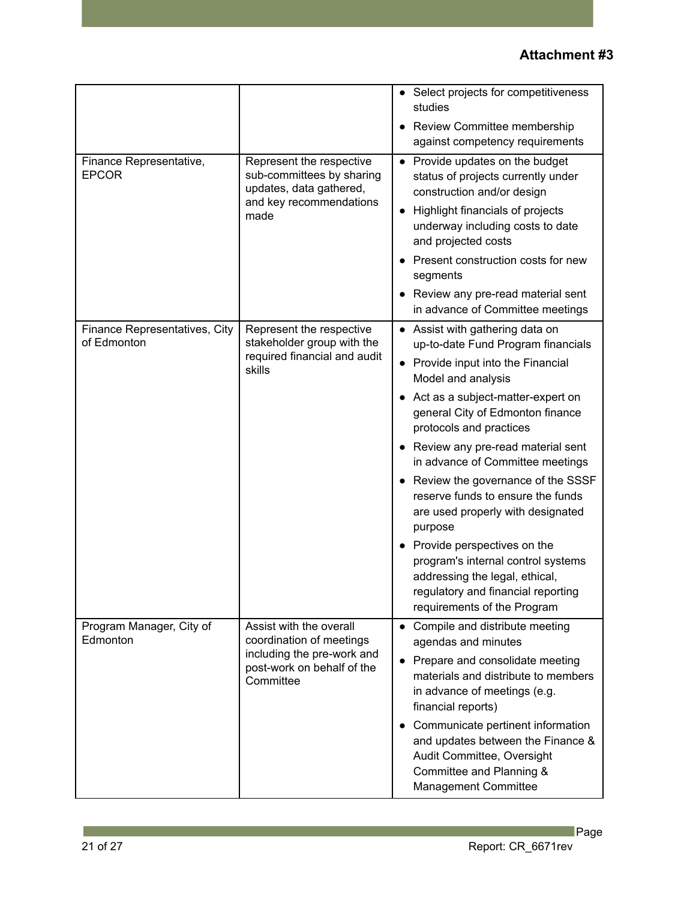**Attachment #3**

| | | |
|---|---|---|
| | | • Select projects for competitiveness studies<br>• Review Committee membership against competency requirements |
| Finance Representative, EPCOR | Represent the respective sub-committees by sharing updates, data gathered, and key recommendations made | • Provide updates on the budget status of projects currently under construction and/or design<br>• Highlight financials of projects underway including costs to date and projected costs<br>• Present construction costs for new segments<br>• Review any pre-read material sent in advance of Committee meetings |
| Finance Representatives, City of Edmonton | Represent the respective stakeholder group with the required financial and audit skills | • Assist with gathering data on up-to-date Fund Program financials<br>• Provide input into the Financial Model and analysis<br>• Act as a subject-matter-expert on general City of Edmonton finance protocols and practices<br>• Review any pre-read material sent in advance of Committee meetings<br>• Review the governance of the SSSF reserve funds to ensure the funds are used properly with designated purpose<br>• Provide perspectives on the program's internal control systems addressing the legal, ethical, regulatory and financial reporting requirements of the Program |
| Program Manager, City of Edmonton | Assist with the overall coordination of meetings including the pre-work and post-work on behalf of the Committee | • Compile and distribute meeting agendas and minutes<br>• Prepare and consolidate meeting materials and distribute to members in advance of meetings (e.g. financial reports)<br>• Communicate pertinent information and updates between the Finance & Audit Committee, Oversight Committee and Planning & Management Committee |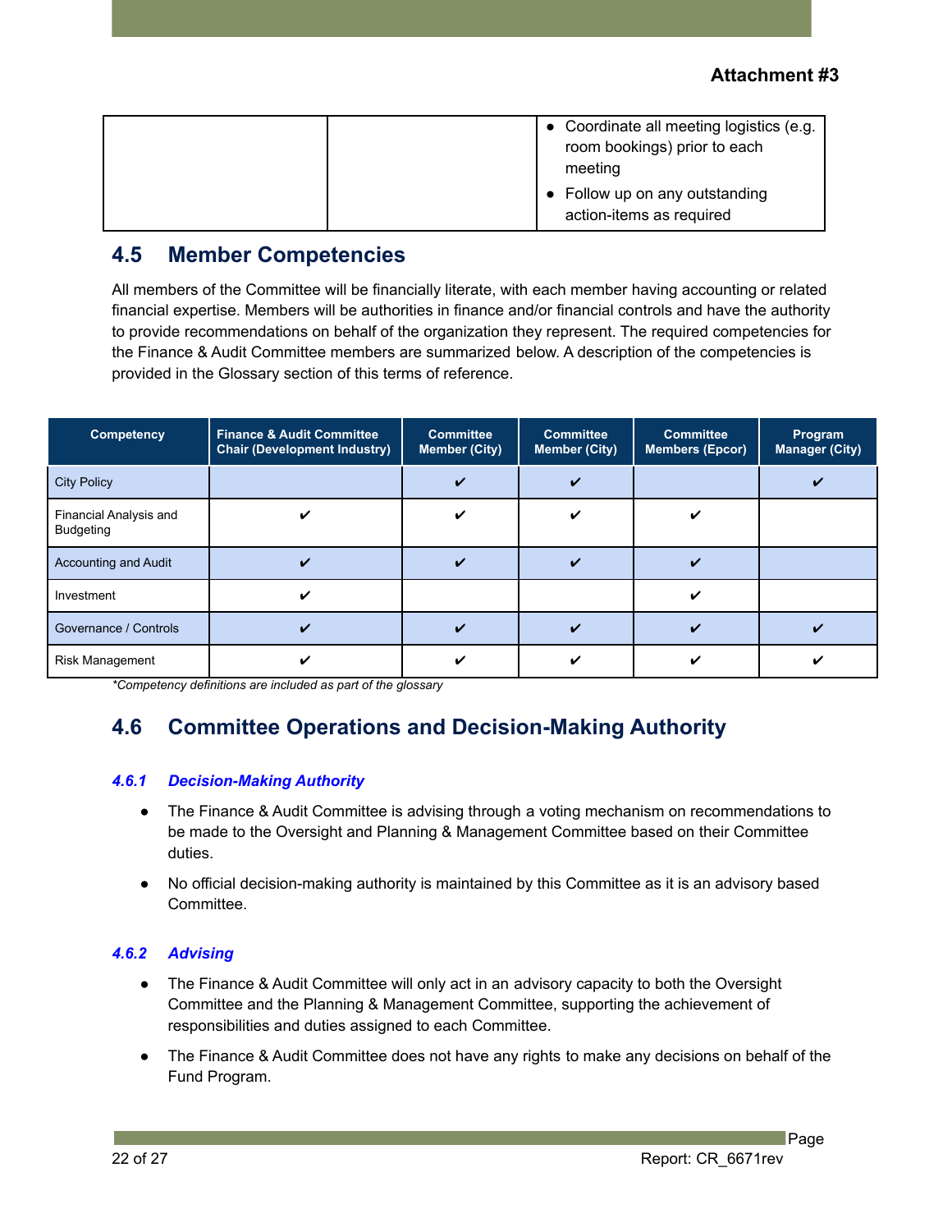Attachment #3

| | | • Coordinate all meeting logistics (e.g. room bookings) prior to each meeting<br>• Follow up on any outstanding action-items as required |
|---|---|---|

## 4.5 Member Competencies

All members of the Committee will be financially literate, with each member having accounting or related financial expertise. Members will be authorities in finance and/or financial controls and have the authority to provide recommendations on behalf of the organization they represent. The required competencies for the Finance & Audit Committee members are summarized below. A description of the competencies is provided in the Glossary section of this terms of reference.

| Competency | Finance & Audit Committee Chair (Development Industry) | Committee Member (City) | Committee Member (City) | Committee Members (Epcor) | Program Manager (City) |
|---|---|---|---|---|---|
| City Policy | | ✔ | ✔ | | ✔ |
| Financial Analysis and Budgeting | ✔ | ✔ | ✔ | ✔ | |
| Accounting and Audit | ✔ | ✔ | ✔ | ✔ | |
| Investment | ✔ | | | ✔ | |
| Governance / Controls | ✔ | ✔ | ✔ | ✔ | ✔ |
| Risk Management | ✔ | ✔ | ✔ | ✔ | ✔ |

*Competency definitions are included as part of the glossary*

## 4.6 Committee Operations and Decision-Making Authority

### *4.6.1 Decision-Making Authority*

- The Finance & Audit Committee is advising through a voting mechanism on recommendations to be made to the Oversight and Planning & Management Committee based on their Committee duties.
- No official decision-making authority is maintained by this Committee as it is an advisory based Committee.

### *4.6.2 Advising*

- The Finance & Audit Committee will only act in an advisory capacity to both the Oversight Committee and the Planning & Management Committee, supporting the achievement of responsibilities and duties assigned to each Committee.
- The Finance & Audit Committee does not have any rights to make any decisions on behalf of the Fund Program.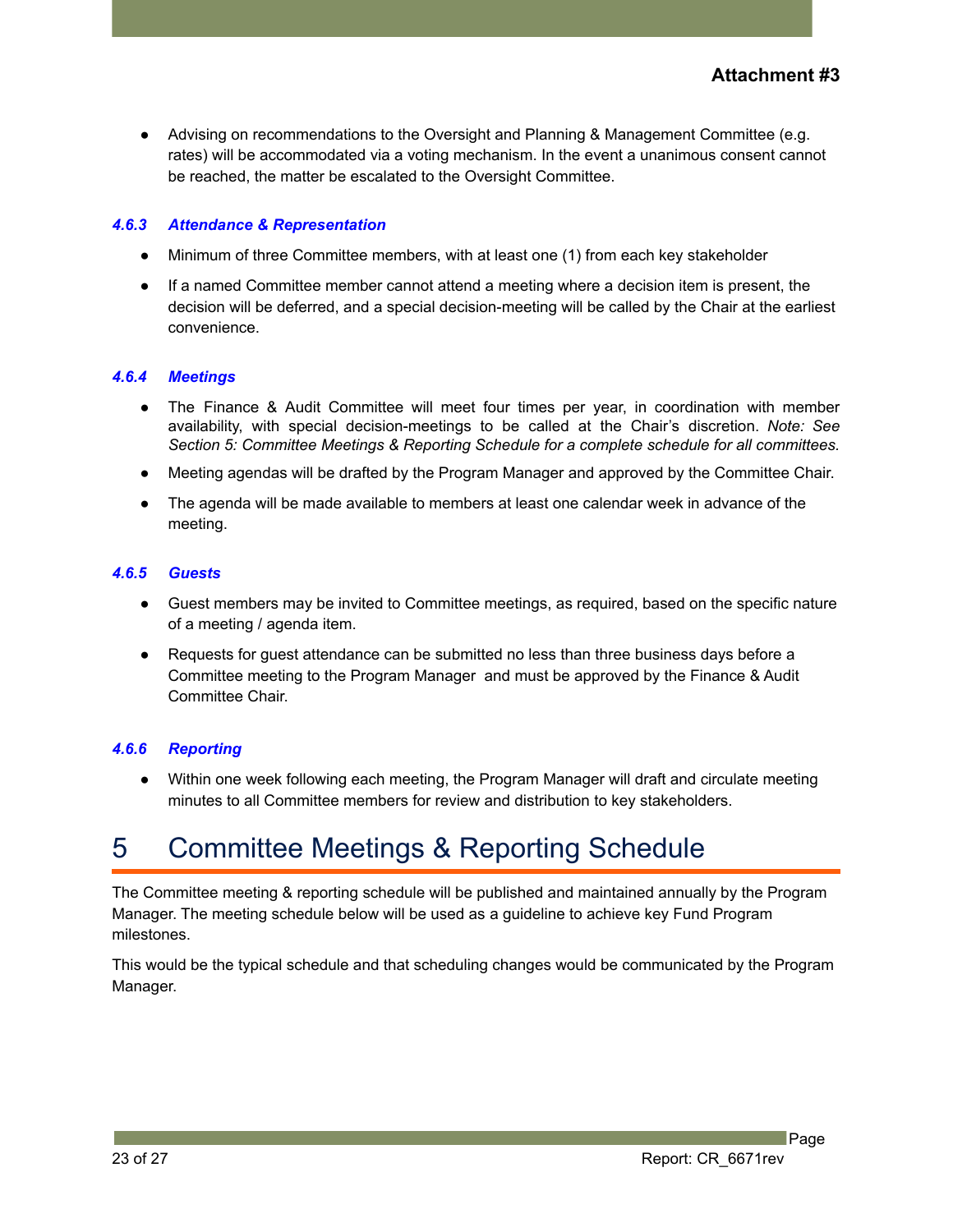**Attachment #3**

- Advising on recommendations to the Oversight and Planning & Management Committee (e.g. rates) will be accommodated via a voting mechanism. In the event a unanimous consent cannot be reached, the matter be escalated to the Oversight Committee.

#### *4.6.3 Attendance & Representation*

- Minimum of three Committee members, with at least one (1) from each key stakeholder
- If a named Committee member cannot attend a meeting where a decision item is present, the decision will be deferred, and a special decision-meeting will be called by the Chair at the earliest convenience.

#### *4.6.4 Meetings*

- The Finance & Audit Committee will meet four times per year, in coordination with member availability, with special decision-meetings to be called at the Chair's discretion. *Note: See Section 5: Committee Meetings & Reporting Schedule for a complete schedule for all committees.*
- Meeting agendas will be drafted by the Program Manager and approved by the Committee Chair.
- The agenda will be made available to members at least one calendar week in advance of the meeting.

#### *4.6.5 Guests*

- Guest members may be invited to Committee meetings, as required, based on the specific nature of a meeting / agenda item.
- Requests for guest attendance can be submitted no less than three business days before a Committee meeting to the Program Manager and must be approved by the Finance & Audit Committee Chair.

#### *4.6.6 Reporting*

- Within one week following each meeting, the Program Manager will draft and circulate meeting minutes to all Committee members for review and distribution to key stakeholders.

# 5 Committee Meetings & Reporting Schedule

The Committee meeting & reporting schedule will be published and maintained annually by the Program Manager. The meeting schedule below will be used as a guideline to achieve key Fund Program milestones.

This would be the typical schedule and that scheduling changes would be communicated by the Program Manager.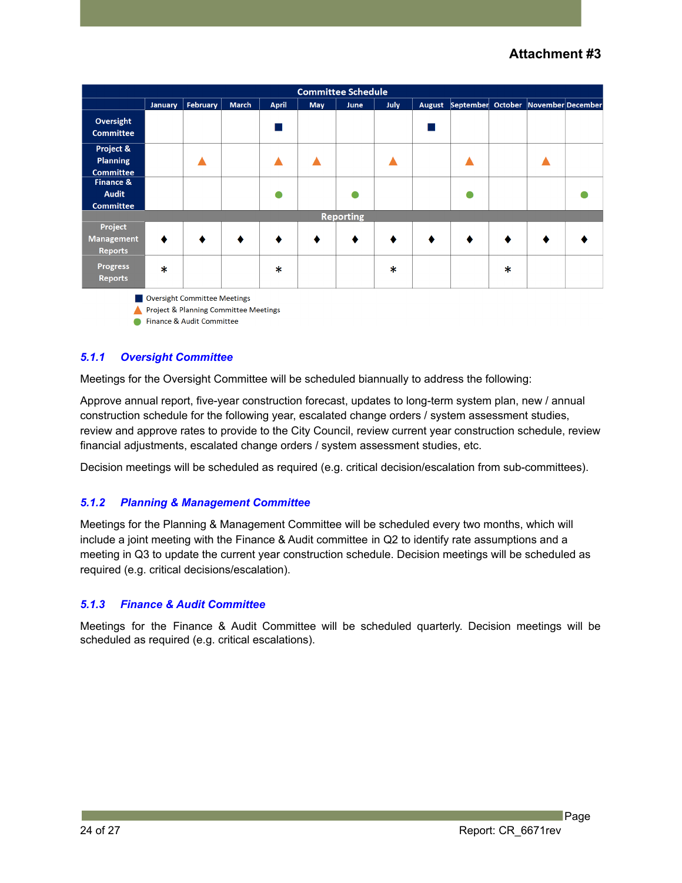**Attachment #3**

| Committee Schedule | | | | | | | | | | | | |
|---|---|---|---|---|---|---|---|---|---|---|---|---|
| | January | February | March | April | May | June | July | August | September | October | November | December |
| Oversight Committee | | | | ■ | | | | ■ | | | | |
| Project & Planning Committee | | ▲ | | ▲ | ▲ | | ▲ | | ▲ | | ▲ | |
| Finance & Audit Committee | | | | ● | | ● | | | ● | | | ● |
| **Reporting** | | | | | | | | | | | | |
| Project Management Reports | ♦ | ♦ | ♦ | ♦ | ♦ | ♦ | ♦ | ♦ | ♦ | ♦ | ♦ | ♦ |
| Progress Reports | * | | | * | | | * | | | * | | |

■ Oversight Committee Meetings
▲ Project & Planning Committee Meetings
● Finance & Audit Committee

### *5.1.1 Oversight Committee*

Meetings for the Oversight Committee will be scheduled biannually to address the following:

Approve annual report, five-year construction forecast, updates to long-term system plan, new / annual construction schedule for the following year, escalated change orders / system assessment studies, review and approve rates to provide to the City Council, review current year construction schedule, review financial adjustments, escalated change orders / system assessment studies, etc.

Decision meetings will be scheduled as required (e.g. critical decision/escalation from sub-committees).

### *5.1.2 Planning & Management Committee*

Meetings for the Planning & Management Committee will be scheduled every two months, which will include a joint meeting with the Finance & Audit committee in Q2 to identify rate assumptions and a meeting in Q3 to update the current year construction schedule. Decision meetings will be scheduled as required (e.g. critical decisions/escalation).

### *5.1.3 Finance & Audit Committee*

Meetings for the Finance & Audit Committee will be scheduled quarterly. Decision meetings will be scheduled as required (e.g. critical escalations).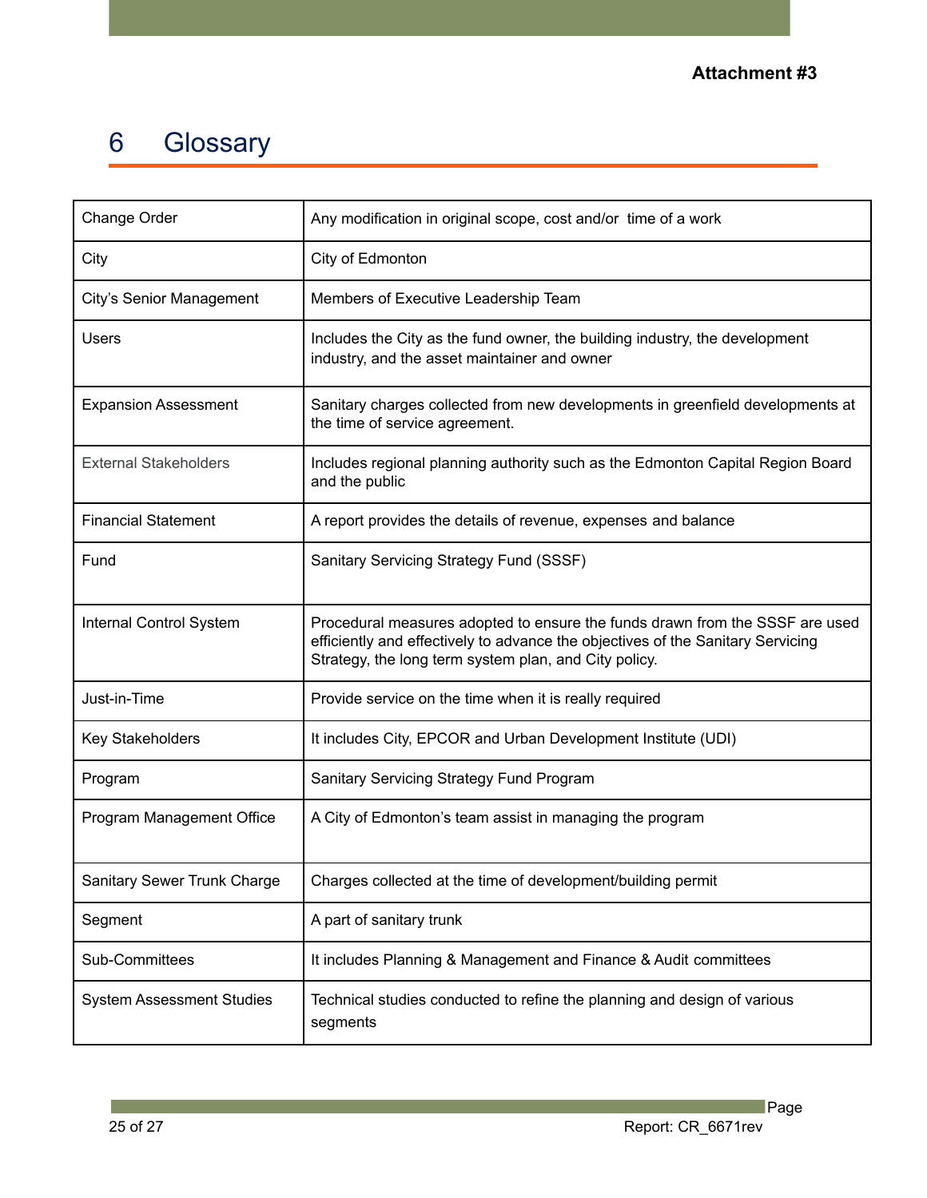Attachment #3

# 6 Glossary

| Term | Definition |
| --- | --- |
| Change Order | Any modification in original scope, cost and/or time of a work |
| City | City of Edmonton |
| City's Senior Management | Members of Executive Leadership Team |
| Users | Includes the City as the fund owner, the building industry, the development industry, and the asset maintainer and owner |
| Expansion Assessment | Sanitary charges collected from new developments in greenfield developments at the time of service agreement. |
| External Stakeholders | Includes regional planning authority such as the Edmonton Capital Region Board and the public |
| Financial Statement | A report provides the details of revenue, expenses and balance |
| Fund | Sanitary Servicing Strategy Fund (SSSF) |
| Internal Control System | Procedural measures adopted to ensure the funds drawn from the SSSF are used efficiently and effectively to advance the objectives of the Sanitary Servicing Strategy, the long term system plan, and City policy. |
| Just-in-Time | Provide service on the time when it is really required |
| Key Stakeholders | It includes City, EPCOR and Urban Development Institute (UDI) |
| Program | Sanitary Servicing Strategy Fund Program |
| Program Management Office | A City of Edmonton's team assist in managing the program |
| Sanitary Sewer Trunk Charge | Charges collected at the time of development/building permit |
| Segment | A part of sanitary trunk |
| Sub-Committees | It includes Planning & Management and Finance & Audit committees |
| System Assessment Studies | Technical studies conducted to refine the planning and design of various segments |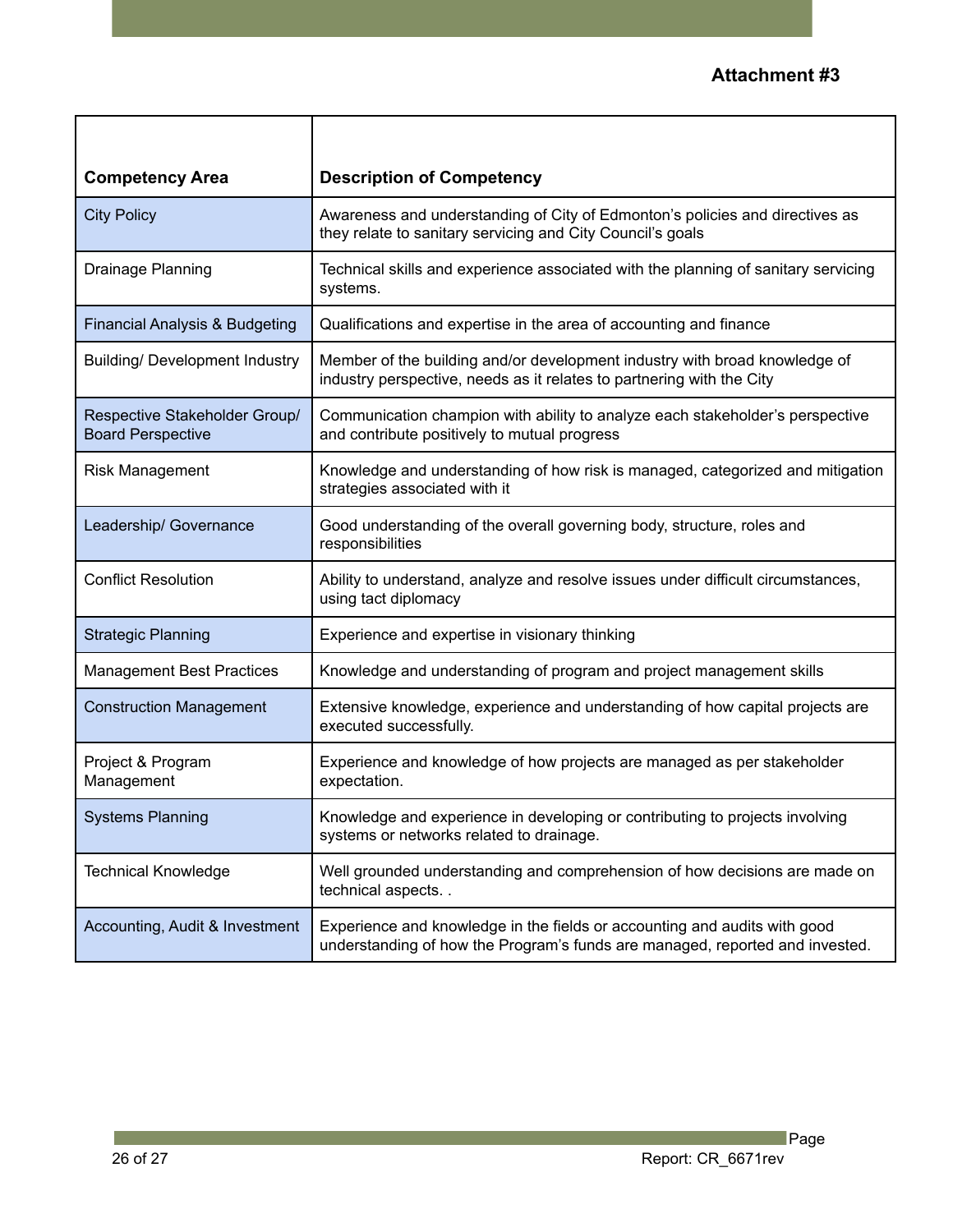**Attachment #3**

| Competency Area | Description of Competency |
|---|---|
| City Policy | Awareness and understanding of City of Edmonton's policies and directives as they relate to sanitary servicing and City Council's goals |
| Drainage Planning | Technical skills and experience associated with the planning of sanitary servicing systems. |
| Financial Analysis & Budgeting | Qualifications and expertise in the area of accounting and finance |
| Building/ Development Industry | Member of the building and/or development industry with broad knowledge of industry perspective, needs as it relates to partnering with the City |
| Respective Stakeholder Group/ Board Perspective | Communication champion with ability to analyze each stakeholder's perspective and contribute positively to mutual progress |
| Risk Management | Knowledge and understanding of how risk is managed, categorized and mitigation strategies associated with it |
| Leadership/ Governance | Good understanding of the overall governing body, structure, roles and responsibilities |
| Conflict Resolution | Ability to understand, analyze and resolve issues under difficult circumstances, using tact diplomacy |
| Strategic Planning | Experience and expertise in visionary thinking |
| Management Best Practices | Knowledge and understanding of program and project management skills |
| Construction Management | Extensive knowledge, experience and understanding of how capital projects are executed successfully. |
| Project & Program Management | Experience and knowledge of how projects are managed as per stakeholder expectation. |
| Systems Planning | Knowledge and experience in developing or contributing to projects involving systems or networks related to drainage. |
| Technical Knowledge | Well grounded understanding and comprehension of how decisions are made on technical aspects. . |
| Accounting, Audit & Investment | Experience and knowledge in the fields or accounting and audits with good understanding of how the Program's funds are managed, reported and invested. |